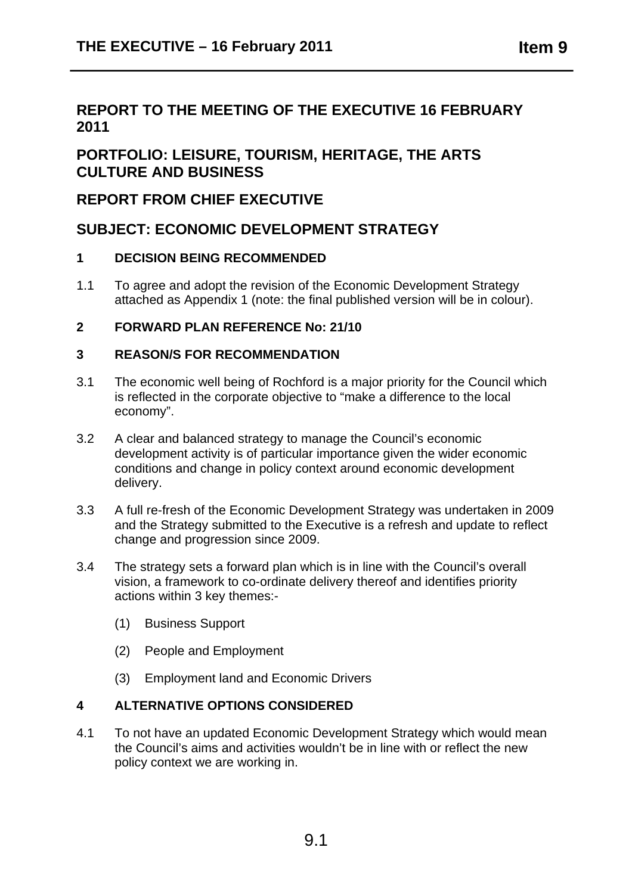## REPORT TO THE MEETING OF THE EXECUTIVE 16 FEBRUARY 2011

## PORTFOLIO: LEISURE, TOURISM, HERITAGE, THE ARTS CULTURE AND BUSINESS

## REPORT FROM CHIEF EXECUTIVE

## SUBJECT: ECONOMIC DEVELOPMENT STRATEGY

### 1 DECISION BEING RECOMMENDED

1.1 To agree and adopt the revision of the Economic Development Strategy attached as Appendix 1 (note: the final published version will be in colour).

### 2 FORWARD PLAN REFERENCE No: 21/10

### 3 REASON/S FOR RECOMMENDATION

3.1 The economic well being of Rochford is a major priority for the Council which is reflected in the corporate objective to "make a difference to the local economy".

3.2 A clear and balanced strategy to manage the Council's economic development activity is of particular importance given the wider economic conditions and change in policy context around economic development delivery.

3.3 A full re-fresh of the Economic Development Strategy was undertaken in 2009 and the Strategy submitted to the Executive is a refresh and update to reflect change and progression since 2009.

3.4 The strategy sets a forward plan which is in line with the Council's overall vision, a framework to co-ordinate delivery thereof and identifies priority actions within 3 key themes:-

(1) Business Support

(2) People and Employment

(3) Employment land and Economic Drivers

### 4 ALTERNATIVE OPTIONS CONSIDERED

4.1 To not have an updated Economic Development Strategy which would mean the Council's aims and activities wouldn't be in line with or reflect the new policy context we are working in.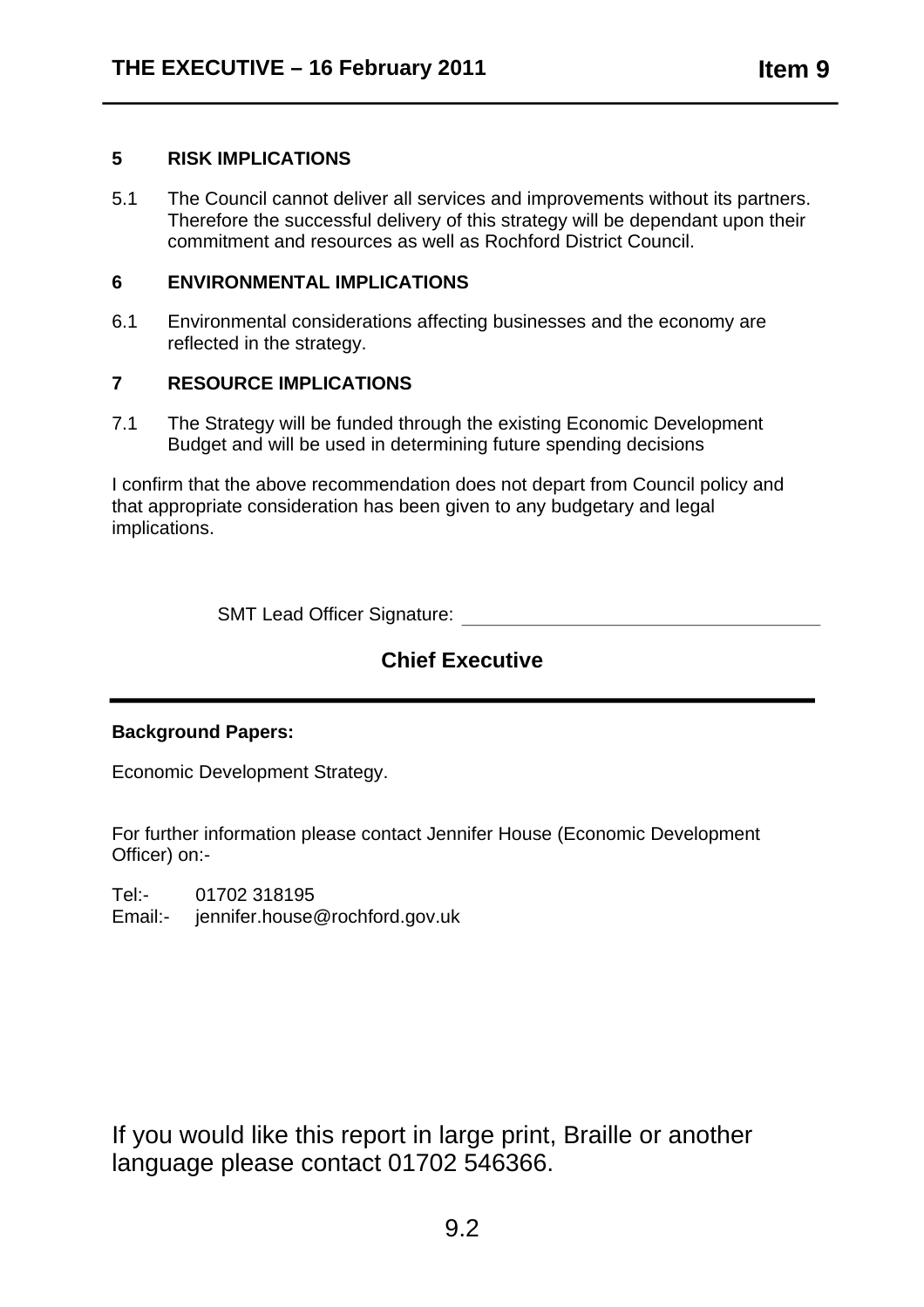## 5 RISK IMPLICATIONS

5.1 The Council cannot deliver all services and improvements without its partners. Therefore the successful delivery of this strategy will be dependant upon their commitment and resources as well as Rochford District Council.

## 6 ENVIRONMENTAL IMPLICATIONS

6.1 Environmental considerations affecting businesses and the economy are reflected in the strategy.

## 7 RESOURCE IMPLICATIONS

7.1 The Strategy will be funded through the existing Economic Development Budget and will be used in determining future spending decisions

I confirm that the above recommendation does not depart from Council policy and that appropriate consideration has been given to any budgetary and legal implications.

SMT Lead Officer Signature: ______________________________

**Chief Executive**

---

**Background Papers:**

Economic Development Strategy.

For further information please contact Jennifer House (Economic Development Officer) on:-

Tel:- 01702 318195
Email:- jennifer.house@rochford.gov.uk

If you would like this report in large print, Braille or another language please contact 01702 546366.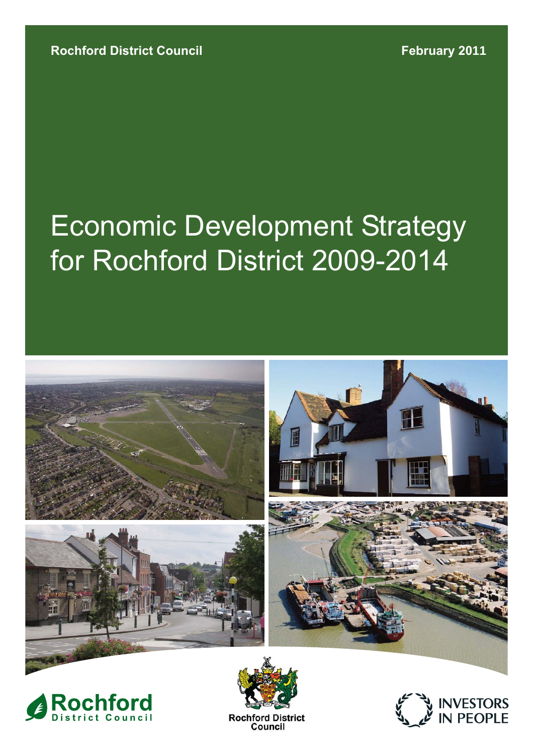Rochford District Council

February 2011

# Economic Development Strategy for Rochford District 2009-2014

Rochford District Council

Rochford District Council

INVESTORS IN PEOPLE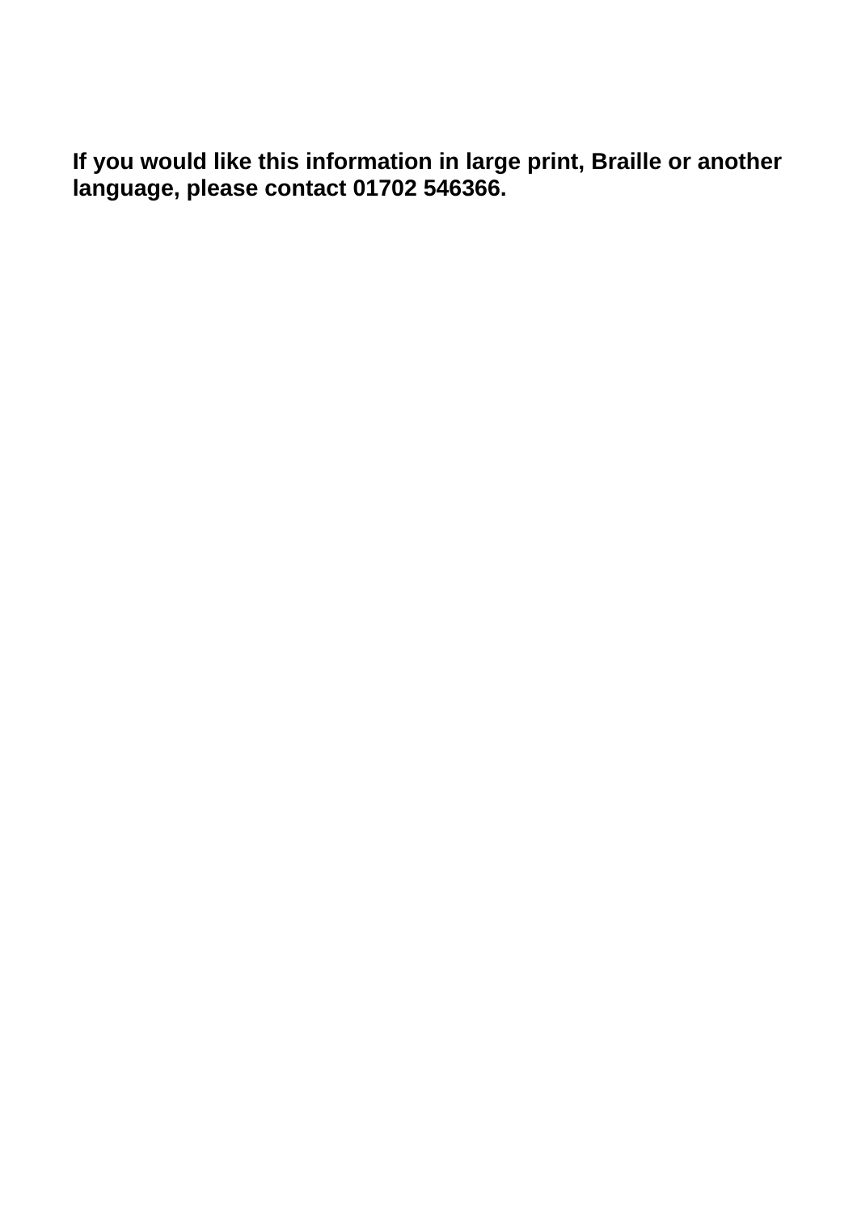**If you would like this information in large print, Braille or another language, please contact 01702 546366.**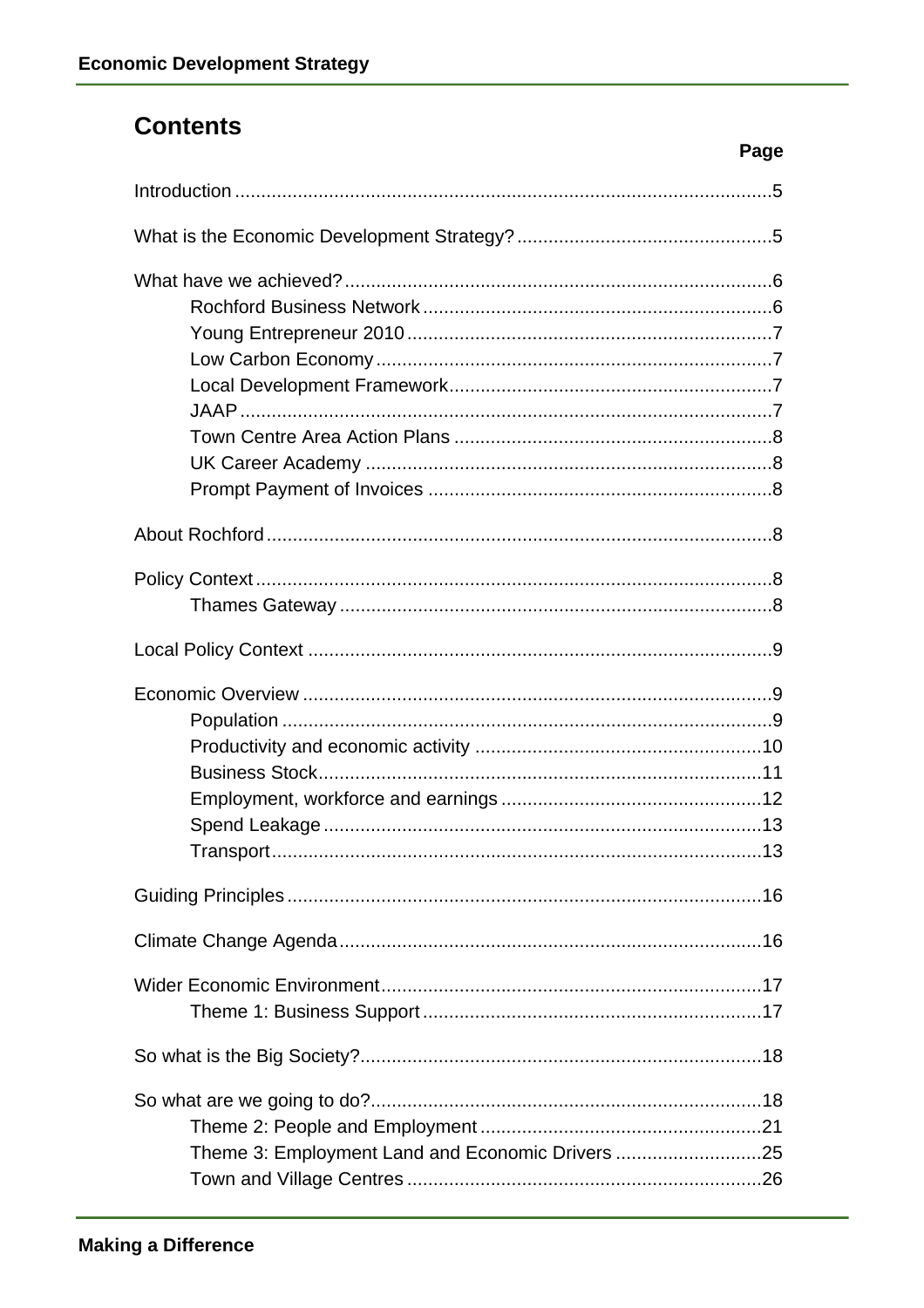## Contents

| | Page |
|---|---|
| Introduction | 5 |
| What is the Economic Development Strategy? | 5 |
| What have we achieved? | 6 |
| Rochford Business Network | 6 |
| Young Entrepreneur 2010 | 7 |
| Low Carbon Economy | 7 |
| Local Development Framework | 7 |
| JAAP | 7 |
| Town Centre Area Action Plans | 8 |
| UK Career Academy | 8 |
| Prompt Payment of Invoices | 8 |
| About Rochford | 8 |
| Policy Context | 8 |
| Thames Gateway | 8 |
| Local Policy Context | 9 |
| Economic Overview | 9 |
| Population | 9 |
| Productivity and economic activity | 10 |
| Business Stock | 11 |
| Employment, workforce and earnings | 12 |
| Spend Leakage | 13 |
| Transport | 13 |
| Guiding Principles | 16 |
| Climate Change Agenda | 16 |
| Wider Economic Environment | 17 |
| Theme 1: Business Support | 17 |
| So what is the Big Society? | 18 |
| So what are we going to do? | 18 |
| Theme 2: People and Employment | 21 |
| Theme 3: Employment Land and Economic Drivers | 25 |
| Town and Village Centres | 26 |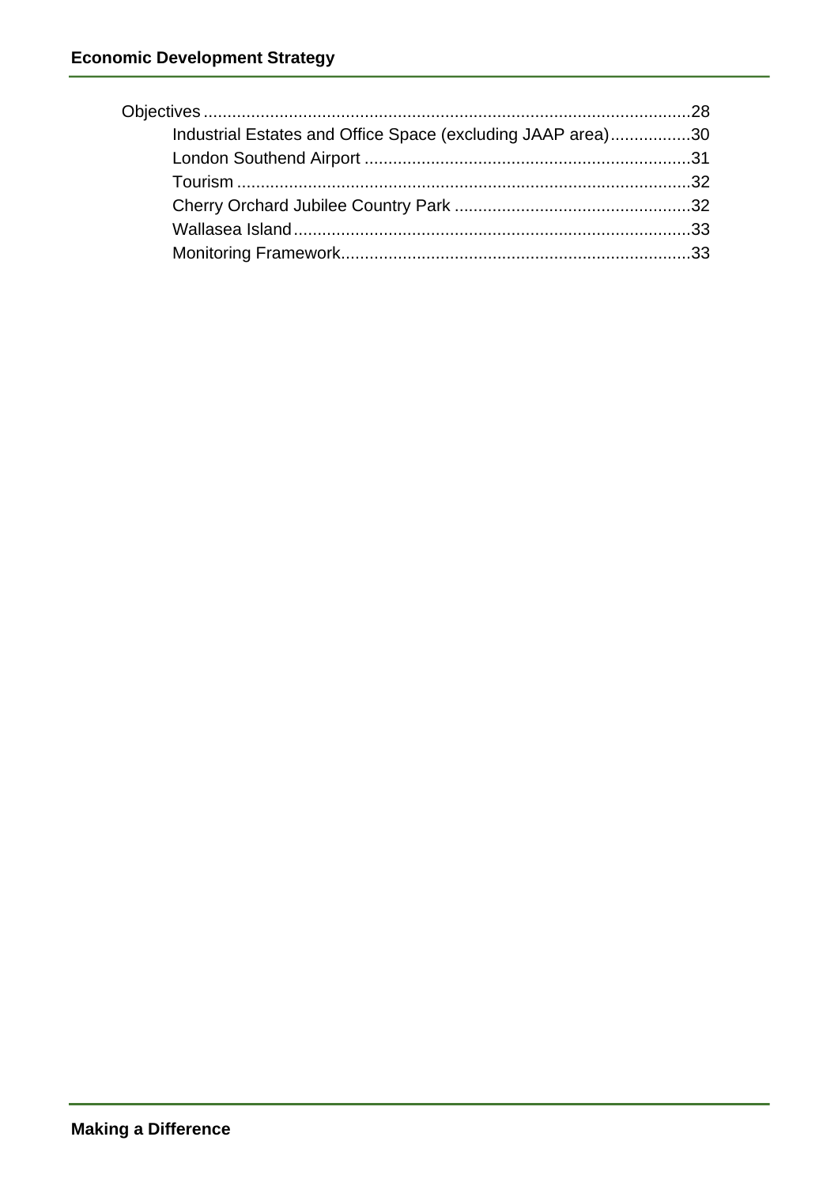Objectives......................................................................................................28

- Industrial Estates and Office Space (excluding JAAP area).................30
- London Southend Airport ....................................................................31
- Tourism ...............................................................................................32
- Cherry Orchard Jubilee Country Park .................................................32
- Wallasea Island...................................................................................33
- Monitoring Framework........................................................................33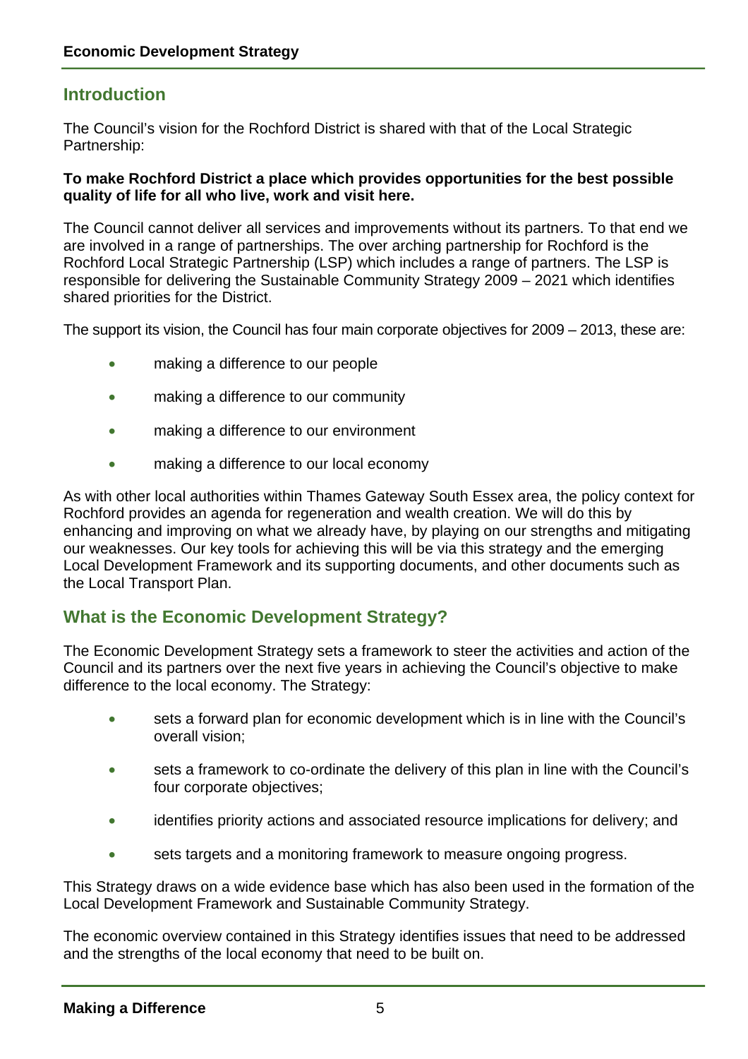## Introduction

The Council's vision for the Rochford District is shared with that of the Local Strategic Partnership:

**To make Rochford District a place which provides opportunities for the best possible quality of life for all who live, work and visit here.**

The Council cannot deliver all services and improvements without its partners. To that end we are involved in a range of partnerships. The over arching partnership for Rochford is the Rochford Local Strategic Partnership (LSP) which includes a range of partners. The LSP is responsible for delivering the Sustainable Community Strategy 2009 – 2021 which identifies shared priorities for the District.

The support its vision, the Council has four main corporate objectives for 2009 – 2013, these are:

- making a difference to our people
- making a difference to our community
- making a difference to our environment
- making a difference to our local economy

As with other local authorities within Thames Gateway South Essex area, the policy context for Rochford provides an agenda for regeneration and wealth creation. We will do this by enhancing and improving on what we already have, by playing on our strengths and mitigating our weaknesses. Our key tools for achieving this will be via this strategy and the emerging Local Development Framework and its supporting documents, and other documents such as the Local Transport Plan.

## What is the Economic Development Strategy?

The Economic Development Strategy sets a framework to steer the activities and action of the Council and its partners over the next five years in achieving the Council's objective to make difference to the local economy. The Strategy:

- sets a forward plan for economic development which is in line with the Council's overall vision;
- sets a framework to co-ordinate the delivery of this plan in line with the Council's four corporate objectives;
- identifies priority actions and associated resource implications for delivery; and
- sets targets and a monitoring framework to measure ongoing progress.

This Strategy draws on a wide evidence base which has also been used in the formation of the Local Development Framework and Sustainable Community Strategy.

The economic overview contained in this Strategy identifies issues that need to be addressed and the strengths of the local economy that need to be built on.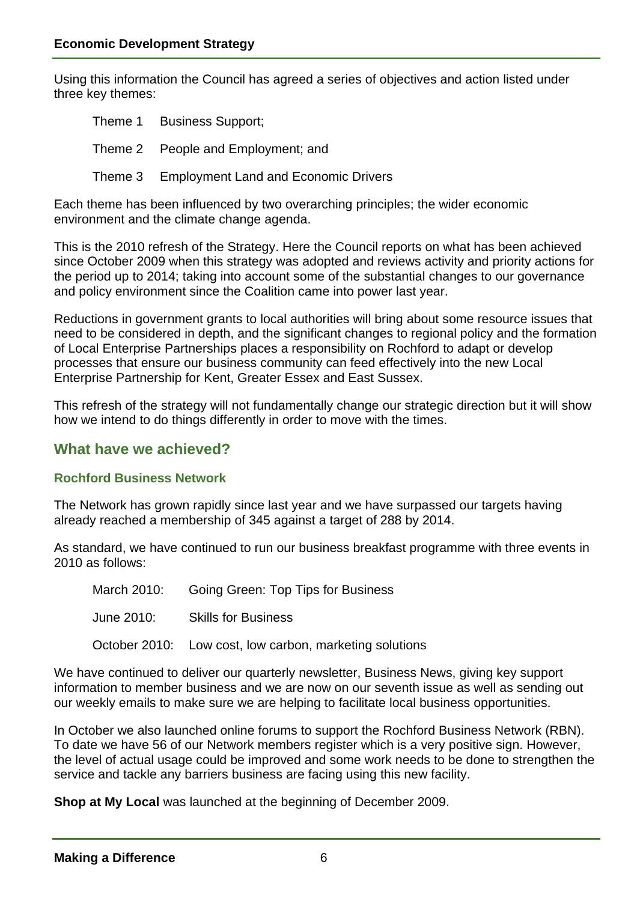Using this information the Council has agreed a series of objectives and action listed under three key themes:

Theme 1 Business Support;

Theme 2 People and Employment; and

Theme 3 Employment Land and Economic Drivers

Each theme has been influenced by two overarching principles; the wider economic environment and the climate change agenda.

This is the 2010 refresh of the Strategy. Here the Council reports on what has been achieved since October 2009 when this strategy was adopted and reviews activity and priority actions for the period up to 2014; taking into account some of the substantial changes to our governance and policy environment since the Coalition came into power last year.

Reductions in government grants to local authorities will bring about some resource issues that need to be considered in depth, and the significant changes to regional policy and the formation of Local Enterprise Partnerships places a responsibility on Rochford to adapt or develop processes that ensure our business community can feed effectively into the new Local Enterprise Partnership for Kent, Greater Essex and East Sussex.

This refresh of the strategy will not fundamentally change our strategic direction but it will show how we intend to do things differently in order to move with the times.

## What have we achieved?

### Rochford Business Network

The Network has grown rapidly since last year and we have surpassed our targets having already reached a membership of 345 against a target of 288 by 2014.

As standard, we have continued to run our business breakfast programme with three events in 2010 as follows:

March 2010: Going Green: Top Tips for Business

June 2010: Skills for Business

October 2010: Low cost, low carbon, marketing solutions

We have continued to deliver our quarterly newsletter, Business News, giving key support information to member business and we are now on our seventh issue as well as sending out our weekly emails to make sure we are helping to facilitate local business opportunities.

In October we also launched online forums to support the Rochford Business Network (RBN). To date we have 56 of our Network members register which is a very positive sign. However, the level of actual usage could be improved and some work needs to be done to strengthen the service and tackle any barriers business are facing using this new facility.

**Shop at My Local** was launched at the beginning of December 2009.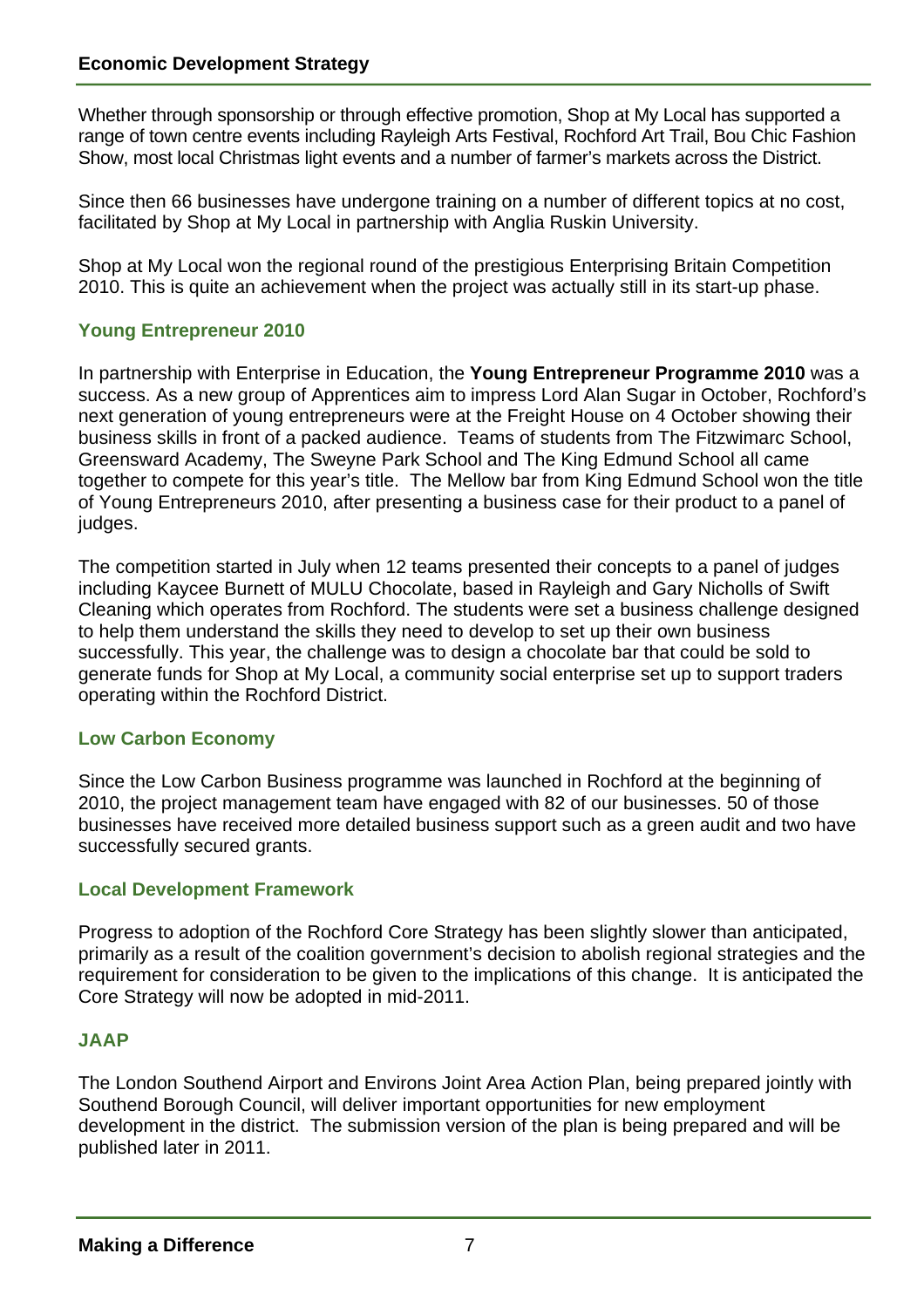Whether through sponsorship or through effective promotion, Shop at My Local has supported a range of town centre events including Rayleigh Arts Festival, Rochford Art Trail, Bou Chic Fashion Show, most local Christmas light events and a number of farmer's markets across the District.

Since then 66 businesses have undergone training on a number of different topics at no cost, facilitated by Shop at My Local in partnership with Anglia Ruskin University.

Shop at My Local won the regional round of the prestigious Enterprising Britain Competition 2010. This is quite an achievement when the project was actually still in its start-up phase.

### Young Entrepreneur 2010

In partnership with Enterprise in Education, the **Young Entrepreneur Programme 2010** was a success. As a new group of Apprentices aim to impress Lord Alan Sugar in October, Rochford's next generation of young entrepreneurs were at the Freight House on 4 October showing their business skills in front of a packed audience. Teams of students from The Fitzwimarc School, Greensward Academy, The Sweyne Park School and The King Edmund School all came together to compete for this year's title. The Mellow bar from King Edmund School won the title of Young Entrepreneurs 2010, after presenting a business case for their product to a panel of judges.

The competition started in July when 12 teams presented their concepts to a panel of judges including Kaycee Burnett of MULU Chocolate, based in Rayleigh and Gary Nicholls of Swift Cleaning which operates from Rochford. The students were set a business challenge designed to help them understand the skills they need to develop to set up their own business successfully. This year, the challenge was to design a chocolate bar that could be sold to generate funds for Shop at My Local, a community social enterprise set up to support traders operating within the Rochford District.

### Low Carbon Economy

Since the Low Carbon Business programme was launched in Rochford at the beginning of 2010, the project management team have engaged with 82 of our businesses. 50 of those businesses have received more detailed business support such as a green audit and two have successfully secured grants.

### Local Development Framework

Progress to adoption of the Rochford Core Strategy has been slightly slower than anticipated, primarily as a result of the coalition government's decision to abolish regional strategies and the requirement for consideration to be given to the implications of this change. It is anticipated the Core Strategy will now be adopted in mid-2011.

### JAAP

The London Southend Airport and Environs Joint Area Action Plan, being prepared jointly with Southend Borough Council, will deliver important opportunities for new employment development in the district. The submission version of the plan is being prepared and will be published later in 2011.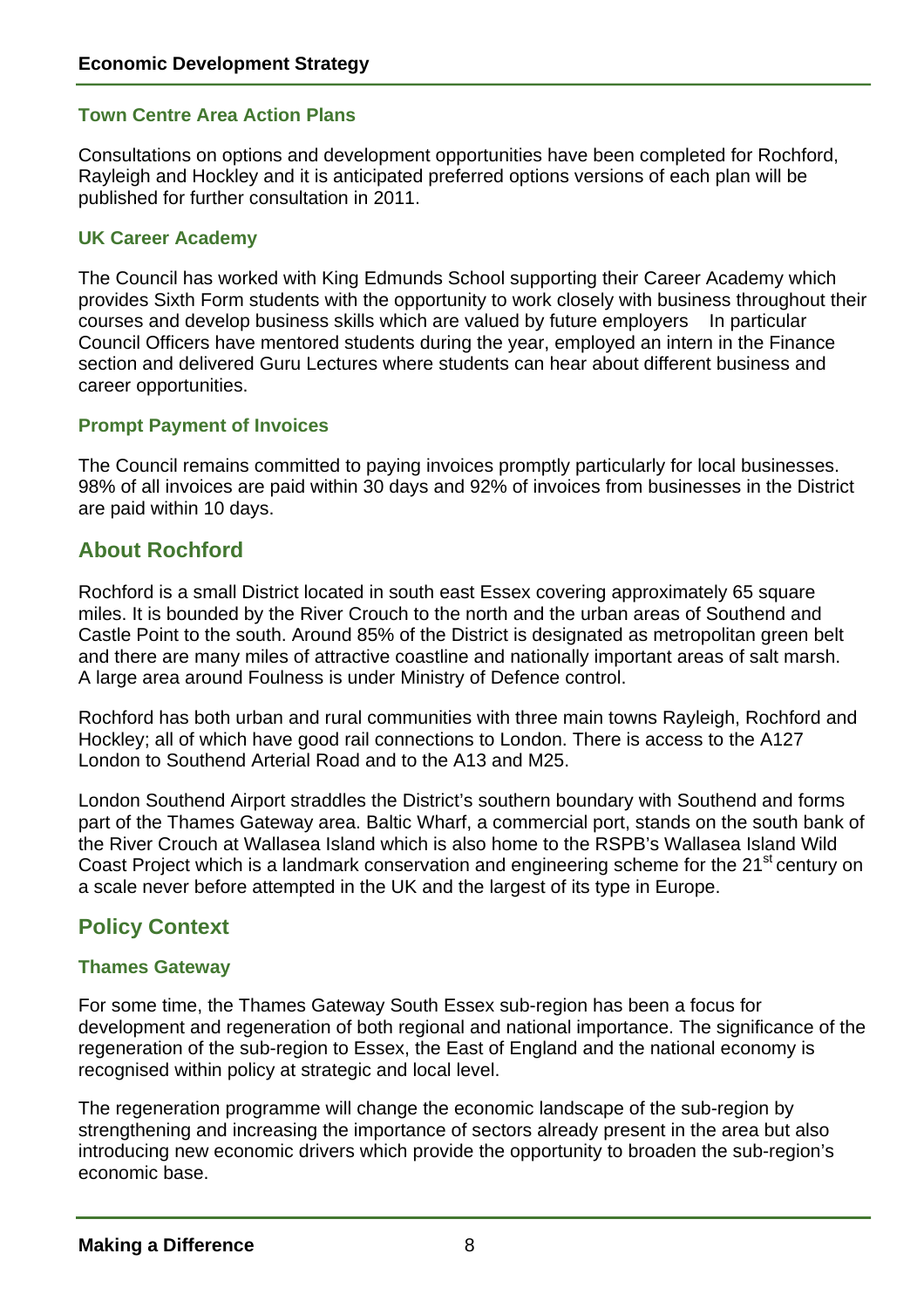### Town Centre Area Action Plans

Consultations on options and development opportunities have been completed for Rochford, Rayleigh and Hockley and it is anticipated preferred options versions of each plan will be published for further consultation in 2011.

### UK Career Academy

The Council has worked with King Edmunds School supporting their Career Academy which provides Sixth Form students with the opportunity to work closely with business throughout their courses and develop business skills which are valued by future employers In particular Council Officers have mentored students during the year, employed an intern in the Finance section and delivered Guru Lectures where students can hear about different business and career opportunities.

### Prompt Payment of Invoices

The Council remains committed to paying invoices promptly particularly for local businesses. 98% of all invoices are paid within 30 days and 92% of invoices from businesses in the District are paid within 10 days.

## About Rochford

Rochford is a small District located in south east Essex covering approximately 65 square miles. It is bounded by the River Crouch to the north and the urban areas of Southend and Castle Point to the south. Around 85% of the District is designated as metropolitan green belt and there are many miles of attractive coastline and nationally important areas of salt marsh. A large area around Foulness is under Ministry of Defence control.

Rochford has both urban and rural communities with three main towns Rayleigh, Rochford and Hockley; all of which have good rail connections to London. There is access to the A127 London to Southend Arterial Road and to the A13 and M25.

London Southend Airport straddles the District's southern boundary with Southend and forms part of the Thames Gateway area. Baltic Wharf, a commercial port, stands on the south bank of the River Crouch at Wallasea Island which is also home to the RSPB's Wallasea Island Wild Coast Project which is a landmark conservation and engineering scheme for the 21st century on a scale never before attempted in the UK and the largest of its type in Europe.

## Policy Context

### Thames Gateway

For some time, the Thames Gateway South Essex sub-region has been a focus for development and regeneration of both regional and national importance. The significance of the regeneration of the sub-region to Essex, the East of England and the national economy is recognised within policy at strategic and local level.

The regeneration programme will change the economic landscape of the sub-region by strengthening and increasing the importance of sectors already present in the area but also introducing new economic drivers which provide the opportunity to broaden the sub-region's economic base.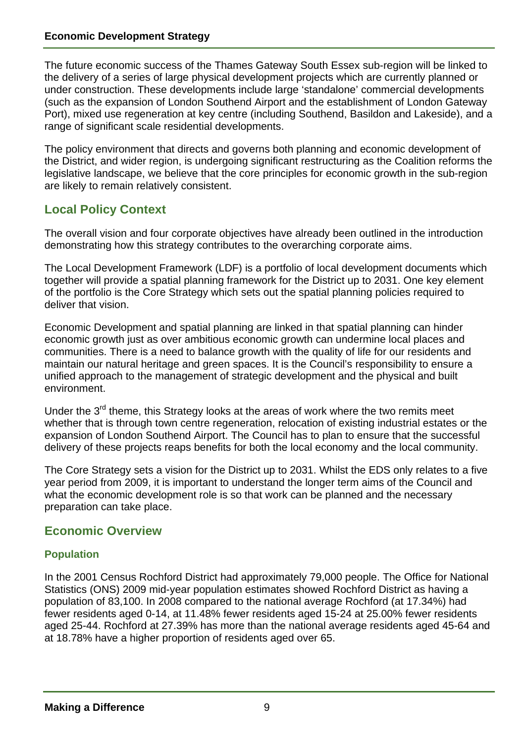The future economic success of the Thames Gateway South Essex sub-region will be linked to the delivery of a series of large physical development projects which are currently planned or under construction. These developments include large 'standalone' commercial developments (such as the expansion of London Southend Airport and the establishment of London Gateway Port), mixed use regeneration at key centre (including Southend, Basildon and Lakeside), and a range of significant scale residential developments.

The policy environment that directs and governs both planning and economic development of the District, and wider region, is undergoing significant restructuring as the Coalition reforms the legislative landscape, we believe that the core principles for economic growth in the sub-region are likely to remain relatively consistent.

## Local Policy Context

The overall vision and four corporate objectives have already been outlined in the introduction demonstrating how this strategy contributes to the overarching corporate aims.

The Local Development Framework (LDF) is a portfolio of local development documents which together will provide a spatial planning framework for the District up to 2031. One key element of the portfolio is the Core Strategy which sets out the spatial planning policies required to deliver that vision.

Economic Development and spatial planning are linked in that spatial planning can hinder economic growth just as over ambitious economic growth can undermine local places and communities. There is a need to balance growth with the quality of life for our residents and maintain our natural heritage and green spaces. It is the Council's responsibility to ensure a unified approach to the management of strategic development and the physical and built environment.

Under the 3rd theme, this Strategy looks at the areas of work where the two remits meet whether that is through town centre regeneration, relocation of existing industrial estates or the expansion of London Southend Airport. The Council has to plan to ensure that the successful delivery of these projects reaps benefits for both the local economy and the local community.

The Core Strategy sets a vision for the District up to 2031. Whilst the EDS only relates to a five year period from 2009, it is important to understand the longer term aims of the Council and what the economic development role is so that work can be planned and the necessary preparation can take place.

## Economic Overview

### Population

In the 2001 Census Rochford District had approximately 79,000 people. The Office for National Statistics (ONS) 2009 mid-year population estimates showed Rochford District as having a population of 83,100. In 2008 compared to the national average Rochford (at 17.34%) had fewer residents aged 0-14, at 11.48% fewer residents aged 15-24 at 25.00% fewer residents aged 25-44. Rochford at 27.39% has more than the national average residents aged 45-64 and at 18.78% have a higher proportion of residents aged over 65.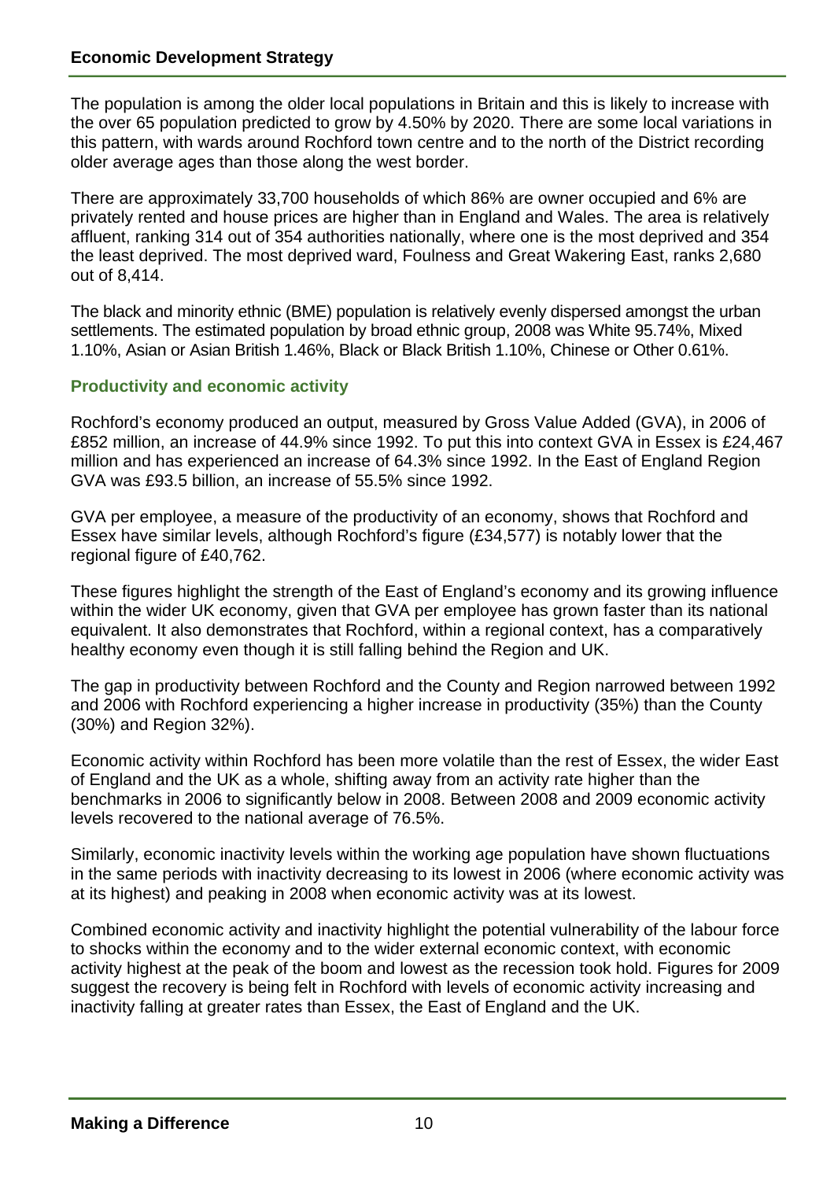The population is among the older local populations in Britain and this is likely to increase with the over 65 population predicted to grow by 4.50% by 2020. There are some local variations in this pattern, with wards around Rochford town centre and to the north of the District recording older average ages than those along the west border.

There are approximately 33,700 households of which 86% are owner occupied and 6% are privately rented and house prices are higher than in England and Wales. The area is relatively affluent, ranking 314 out of 354 authorities nationally, where one is the most deprived and 354 the least deprived. The most deprived ward, Foulness and Great Wakering East, ranks 2,680 out of 8,414.

The black and minority ethnic (BME) population is relatively evenly dispersed amongst the urban settlements. The estimated population by broad ethnic group, 2008 was White 95.74%, Mixed 1.10%, Asian or Asian British 1.46%, Black or Black British 1.10%, Chinese or Other 0.61%.

### Productivity and economic activity

Rochford's economy produced an output, measured by Gross Value Added (GVA), in 2006 of £852 million, an increase of 44.9% since 1992. To put this into context GVA in Essex is £24,467 million and has experienced an increase of 64.3% since 1992. In the East of England Region GVA was £93.5 billion, an increase of 55.5% since 1992.

GVA per employee, a measure of the productivity of an economy, shows that Rochford and Essex have similar levels, although Rochford's figure (£34,577) is notably lower that the regional figure of £40,762.

These figures highlight the strength of the East of England's economy and its growing influence within the wider UK economy, given that GVA per employee has grown faster than its national equivalent. It also demonstrates that Rochford, within a regional context, has a comparatively healthy economy even though it is still falling behind the Region and UK.

The gap in productivity between Rochford and the County and Region narrowed between 1992 and 2006 with Rochford experiencing a higher increase in productivity (35%) than the County (30%) and Region 32%).

Economic activity within Rochford has been more volatile than the rest of Essex, the wider East of England and the UK as a whole, shifting away from an activity rate higher than the benchmarks in 2006 to significantly below in 2008. Between 2008 and 2009 economic activity levels recovered to the national average of 76.5%.

Similarly, economic inactivity levels within the working age population have shown fluctuations in the same periods with inactivity decreasing to its lowest in 2006 (where economic activity was at its highest) and peaking in 2008 when economic activity was at its lowest.

Combined economic activity and inactivity highlight the potential vulnerability of the labour force to shocks within the economy and to the wider external economic context, with economic activity highest at the peak of the boom and lowest as the recession took hold. Figures for 2009 suggest the recovery is being felt in Rochford with levels of economic activity increasing and inactivity falling at greater rates than Essex, the East of England and the UK.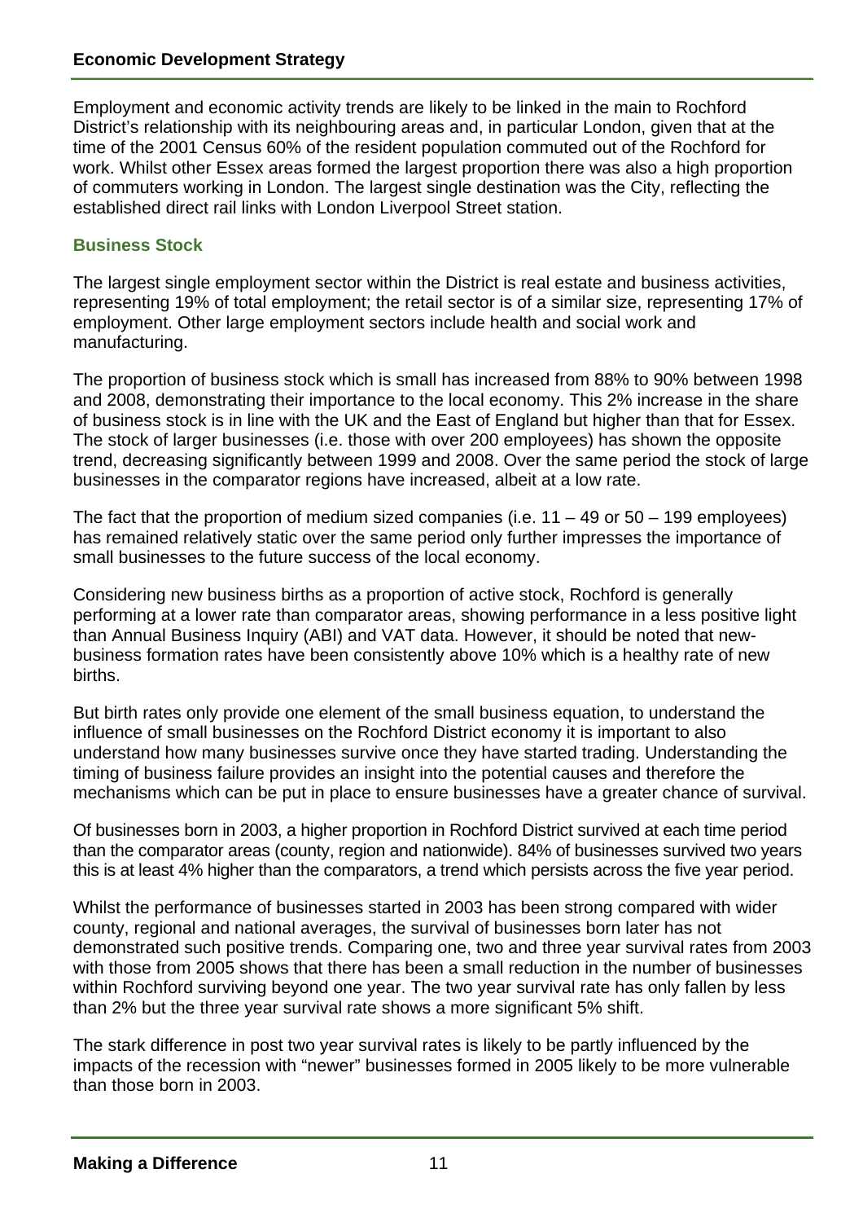Employment and economic activity trends are likely to be linked in the main to Rochford District's relationship with its neighbouring areas and, in particular London, given that at the time of the 2001 Census 60% of the resident population commuted out of the Rochford for work. Whilst other Essex areas formed the largest proportion there was also a high proportion of commuters working in London. The largest single destination was the City, reflecting the established direct rail links with London Liverpool Street station.

## Business Stock

The largest single employment sector within the District is real estate and business activities, representing 19% of total employment; the retail sector is of a similar size, representing 17% of employment. Other large employment sectors include health and social work and manufacturing.

The proportion of business stock which is small has increased from 88% to 90% between 1998 and 2008, demonstrating their importance to the local economy. This 2% increase in the share of business stock is in line with the UK and the East of England but higher than that for Essex. The stock of larger businesses (i.e. those with over 200 employees) has shown the opposite trend, decreasing significantly between 1999 and 2008. Over the same period the stock of large businesses in the comparator regions have increased, albeit at a low rate.

The fact that the proportion of medium sized companies (i.e. 11 – 49 or 50 – 199 employees) has remained relatively static over the same period only further impresses the importance of small businesses to the future success of the local economy.

Considering new business births as a proportion of active stock, Rochford is generally performing at a lower rate than comparator areas, showing performance in a less positive light than Annual Business Inquiry (ABI) and VAT data. However, it should be noted that new-business formation rates have been consistently above 10% which is a healthy rate of new births.

But birth rates only provide one element of the small business equation, to understand the influence of small businesses on the Rochford District economy it is important to also understand how many businesses survive once they have started trading. Understanding the timing of business failure provides an insight into the potential causes and therefore the mechanisms which can be put in place to ensure businesses have a greater chance of survival.

Of businesses born in 2003, a higher proportion in Rochford District survived at each time period than the comparator areas (county, region and nationwide). 84% of businesses survived two years this is at least 4% higher than the comparators, a trend which persists across the five year period.

Whilst the performance of businesses started in 2003 has been strong compared with wider county, regional and national averages, the survival of businesses born later has not demonstrated such positive trends. Comparing one, two and three year survival rates from 2003 with those from 2005 shows that there has been a small reduction in the number of businesses within Rochford surviving beyond one year. The two year survival rate has only fallen by less than 2% but the three year survival rate shows a more significant 5% shift.

The stark difference in post two year survival rates is likely to be partly influenced by the impacts of the recession with "newer" businesses formed in 2005 likely to be more vulnerable than those born in 2003.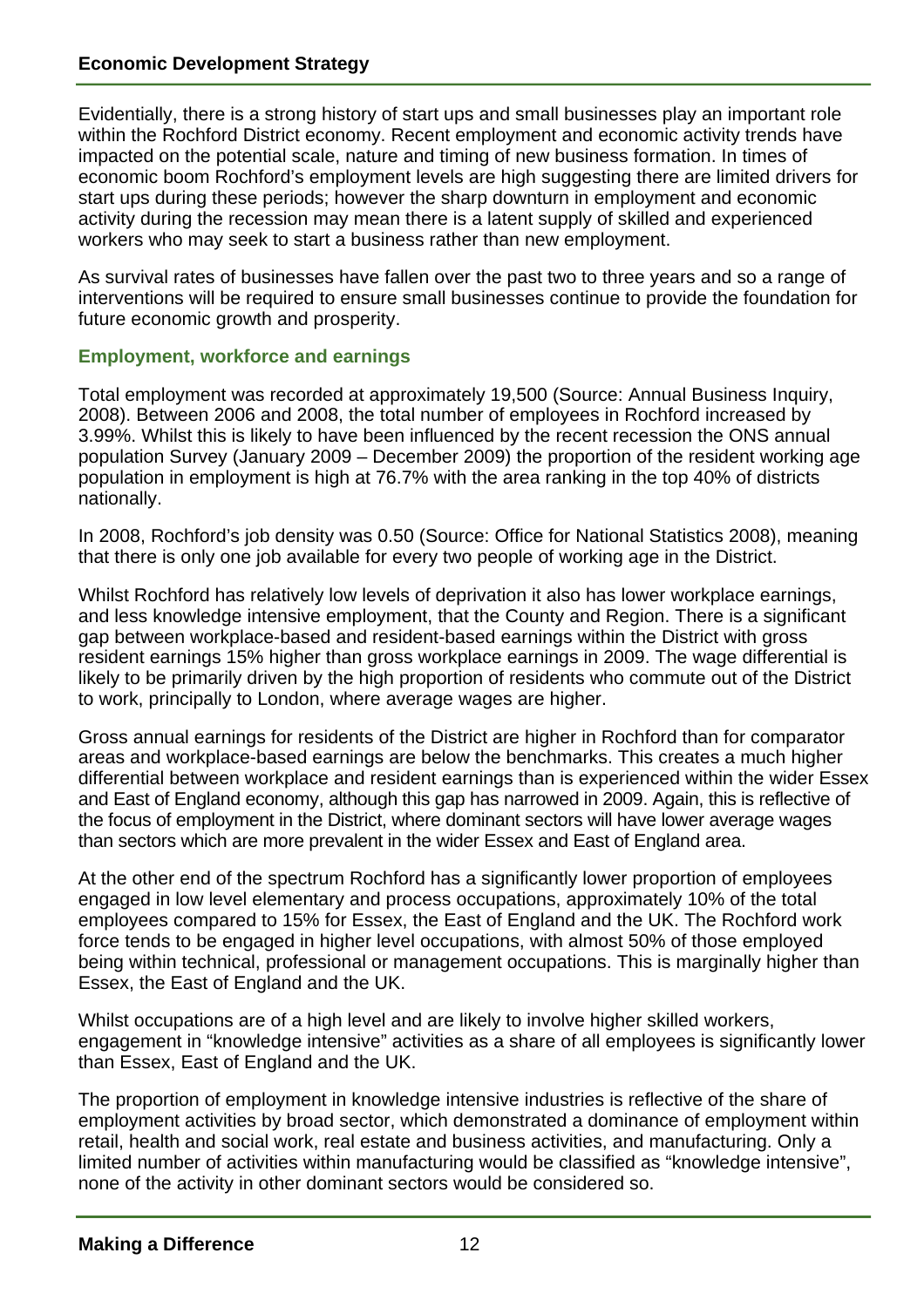Evidentially, there is a strong history of start ups and small businesses play an important role within the Rochford District economy. Recent employment and economic activity trends have impacted on the potential scale, nature and timing of new business formation. In times of economic boom Rochford's employment levels are high suggesting there are limited drivers for start ups during these periods; however the sharp downturn in employment and economic activity during the recession may mean there is a latent supply of skilled and experienced workers who may seek to start a business rather than new employment.

As survival rates of businesses have fallen over the past two to three years and so a range of interventions will be required to ensure small businesses continue to provide the foundation for future economic growth and prosperity.

### Employment, workforce and earnings

Total employment was recorded at approximately 19,500 (Source: Annual Business Inquiry, 2008). Between 2006 and 2008, the total number of employees in Rochford increased by 3.99%. Whilst this is likely to have been influenced by the recent recession the ONS annual population Survey (January 2009 – December 2009) the proportion of the resident working age population in employment is high at 76.7% with the area ranking in the top 40% of districts nationally.

In 2008, Rochford's job density was 0.50 (Source: Office for National Statistics 2008), meaning that there is only one job available for every two people of working age in the District.

Whilst Rochford has relatively low levels of deprivation it also has lower workplace earnings, and less knowledge intensive employment, that the County and Region. There is a significant gap between workplace-based and resident-based earnings within the District with gross resident earnings 15% higher than gross workplace earnings in 2009. The wage differential is likely to be primarily driven by the high proportion of residents who commute out of the District to work, principally to London, where average wages are higher.

Gross annual earnings for residents of the District are higher in Rochford than for comparator areas and workplace-based earnings are below the benchmarks. This creates a much higher differential between workplace and resident earnings than is experienced within the wider Essex and East of England economy, although this gap has narrowed in 2009. Again, this is reflective of the focus of employment in the District, where dominant sectors will have lower average wages than sectors which are more prevalent in the wider Essex and East of England area.

At the other end of the spectrum Rochford has a significantly lower proportion of employees engaged in low level elementary and process occupations, approximately 10% of the total employees compared to 15% for Essex, the East of England and the UK. The Rochford work force tends to be engaged in higher level occupations, with almost 50% of those employed being within technical, professional or management occupations. This is marginally higher than Essex, the East of England and the UK.

Whilst occupations are of a high level and are likely to involve higher skilled workers, engagement in "knowledge intensive" activities as a share of all employees is significantly lower than Essex, East of England and the UK.

The proportion of employment in knowledge intensive industries is reflective of the share of employment activities by broad sector, which demonstrated a dominance of employment within retail, health and social work, real estate and business activities, and manufacturing. Only a limited number of activities within manufacturing would be classified as "knowledge intensive", none of the activity in other dominant sectors would be considered so.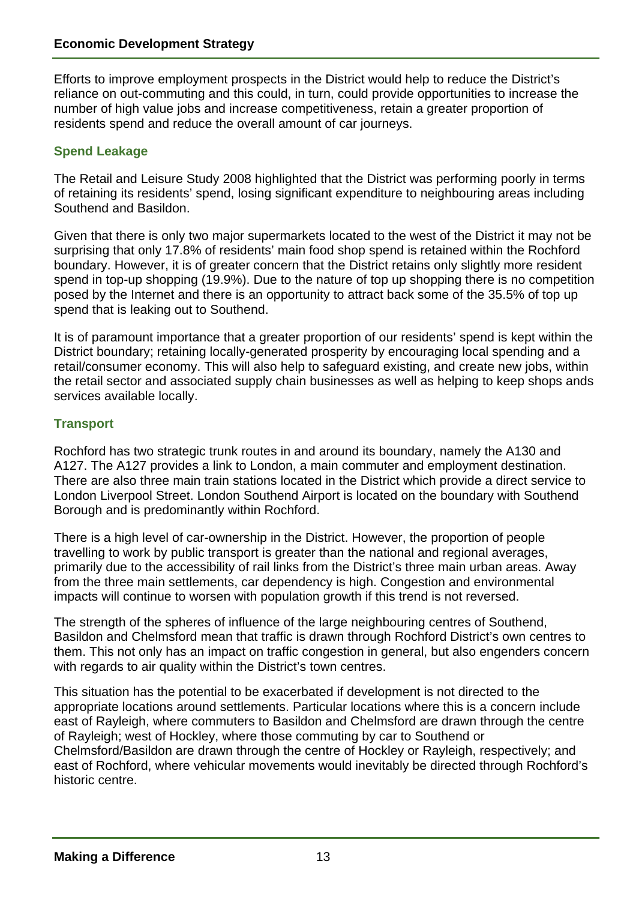Efforts to improve employment prospects in the District would help to reduce the District's reliance on out-commuting and this could, in turn, could provide opportunities to increase the number of high value jobs and increase competitiveness, retain a greater proportion of residents spend and reduce the overall amount of car journeys.

### Spend Leakage

The Retail and Leisure Study 2008 highlighted that the District was performing poorly in terms of retaining its residents' spend, losing significant expenditure to neighbouring areas including Southend and Basildon.

Given that there is only two major supermarkets located to the west of the District it may not be surprising that only 17.8% of residents' main food shop spend is retained within the Rochford boundary. However, it is of greater concern that the District retains only slightly more resident spend in top-up shopping (19.9%). Due to the nature of top up shopping there is no competition posed by the Internet and there is an opportunity to attract back some of the 35.5% of top up spend that is leaking out to Southend.

It is of paramount importance that a greater proportion of our residents' spend is kept within the District boundary; retaining locally-generated prosperity by encouraging local spending and a retail/consumer economy. This will also help to safeguard existing, and create new jobs, within the retail sector and associated supply chain businesses as well as helping to keep shops ands services available locally.

### Transport

Rochford has two strategic trunk routes in and around its boundary, namely the A130 and A127. The A127 provides a link to London, a main commuter and employment destination. There are also three main train stations located in the District which provide a direct service to London Liverpool Street. London Southend Airport is located on the boundary with Southend Borough and is predominantly within Rochford.

There is a high level of car-ownership in the District. However, the proportion of people travelling to work by public transport is greater than the national and regional averages, primarily due to the accessibility of rail links from the District's three main urban areas. Away from the three main settlements, car dependency is high. Congestion and environmental impacts will continue to worsen with population growth if this trend is not reversed.

The strength of the spheres of influence of the large neighbouring centres of Southend, Basildon and Chelmsford mean that traffic is drawn through Rochford District's own centres to them. This not only has an impact on traffic congestion in general, but also engenders concern with regards to air quality within the District's town centres.

This situation has the potential to be exacerbated if development is not directed to the appropriate locations around settlements. Particular locations where this is a concern include east of Rayleigh, where commuters to Basildon and Chelmsford are drawn through the centre of Rayleigh; west of Hockley, where those commuting by car to Southend or Chelmsford/Basildon are drawn through the centre of Hockley or Rayleigh, respectively; and east of Rochford, where vehicular movements would inevitably be directed through Rochford's historic centre.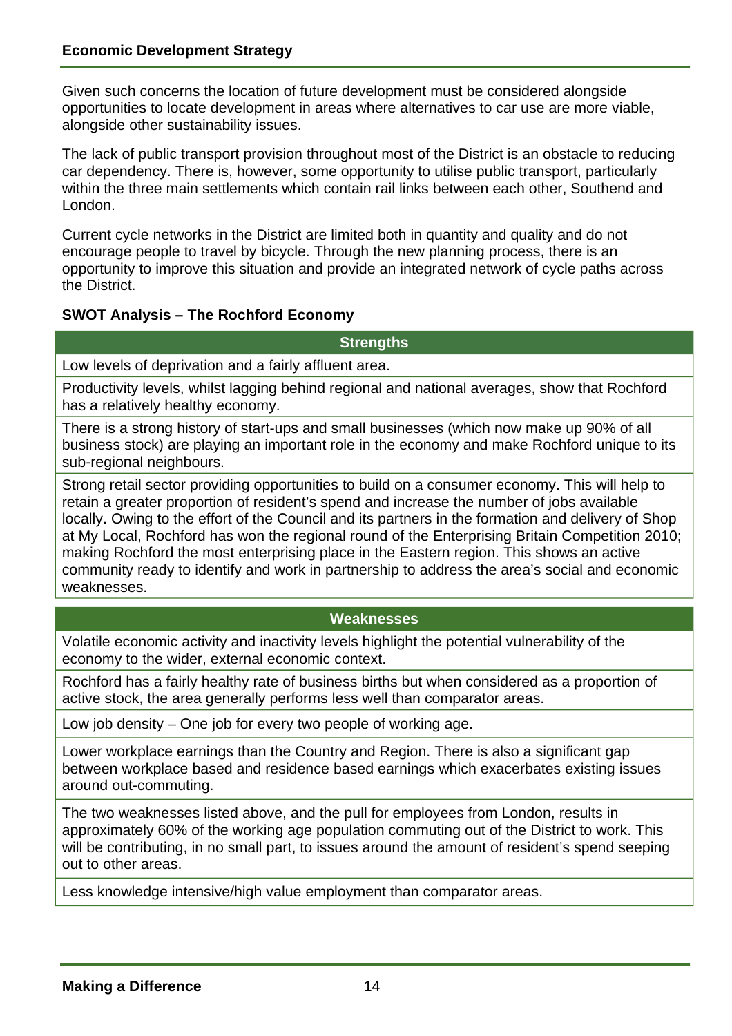Given such concerns the location of future development must be considered alongside opportunities to locate development in areas where alternatives to car use are more viable, alongside other sustainability issues.

The lack of public transport provision throughout most of the District is an obstacle to reducing car dependency. There is, however, some opportunity to utilise public transport, particularly within the three main settlements which contain rail links between each other, Southend and London.

Current cycle networks in the District are limited both in quantity and quality and do not encourage people to travel by bicycle. Through the new planning process, there is an opportunity to improve this situation and provide an integrated network of cycle paths across the District.

**SWOT Analysis – The Rochford Economy**

| Strengths |
|---|
| Low levels of deprivation and a fairly affluent area. |
| Productivity levels, whilst lagging behind regional and national averages, show that Rochford has a relatively healthy economy. |
| There is a strong history of start-ups and small businesses (which now make up 90% of all business stock) are playing an important role in the economy and make Rochford unique to its sub-regional neighbours. |
| Strong retail sector providing opportunities to build on a consumer economy. This will help to retain a greater proportion of resident's spend and increase the number of jobs available locally. Owing to the effort of the Council and its partners in the formation and delivery of Shop at My Local, Rochford has won the regional round of the Enterprising Britain Competition 2010; making Rochford the most enterprising place in the Eastern region. This shows an active community ready to identify and work in partnership to address the area's social and economic weaknesses. |

| Weaknesses |
|---|
| Volatile economic activity and inactivity levels highlight the potential vulnerability of the economy to the wider, external economic context. |
| Rochford has a fairly healthy rate of business births but when considered as a proportion of active stock, the area generally performs less well than comparator areas. |
| Low job density – One job for every two people of working age. |
| Lower workplace earnings than the Country and Region. There is also a significant gap between workplace based and residence based earnings which exacerbates existing issues around out-commuting. |
| The two weaknesses listed above, and the pull for employees from London, results in approximately 60% of the working age population commuting out of the District to work. This will be contributing, in no small part, to issues around the amount of resident's spend seeping out to other areas. |
| Less knowledge intensive/high value employment than comparator areas. |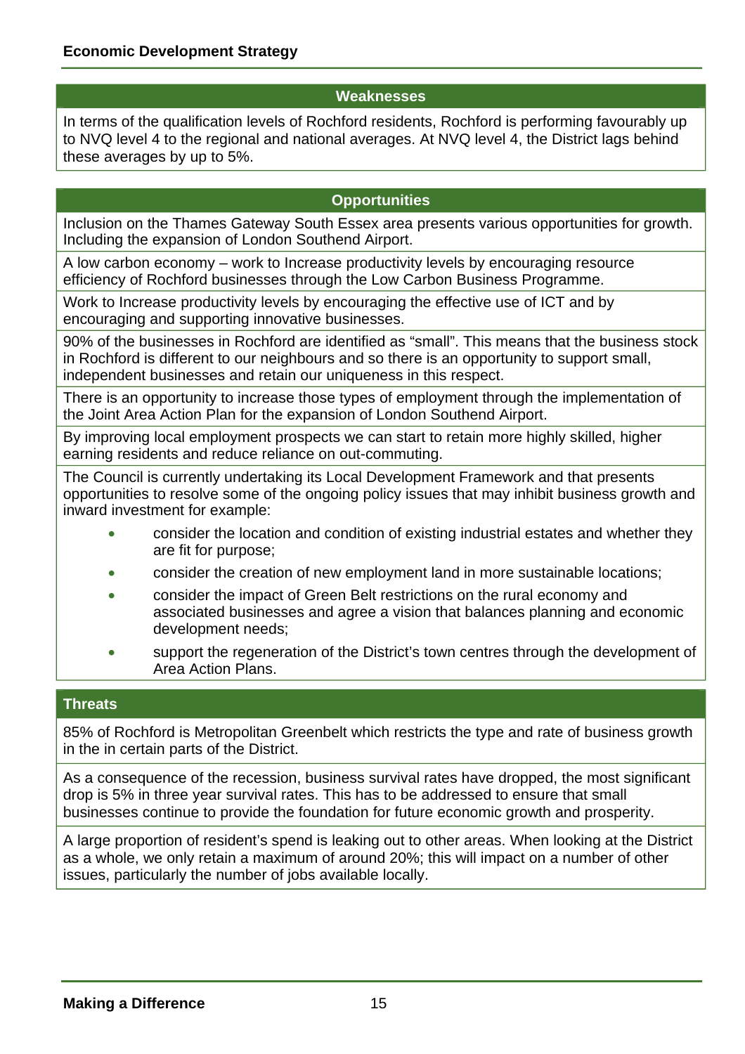## Weaknesses

In terms of the qualification levels of Rochford residents, Rochford is performing favourably up to NVQ level 4 to the regional and national averages. At NVQ level 4, the District lags behind these averages by up to 5%.

## Opportunities

Inclusion on the Thames Gateway South Essex area presents various opportunities for growth. Including the expansion of London Southend Airport.

A low carbon economy – work to Increase productivity levels by encouraging resource efficiency of Rochford businesses through the Low Carbon Business Programme.

Work to Increase productivity levels by encouraging the effective use of ICT and by encouraging and supporting innovative businesses.

90% of the businesses in Rochford are identified as "small". This means that the business stock in Rochford is different to our neighbours and so there is an opportunity to support small, independent businesses and retain our uniqueness in this respect.

There is an opportunity to increase those types of employment through the implementation of the Joint Area Action Plan for the expansion of London Southend Airport.

By improving local employment prospects we can start to retain more highly skilled, higher earning residents and reduce reliance on out-commuting.

The Council is currently undertaking its Local Development Framework and that presents opportunities to resolve some of the ongoing policy issues that may inhibit business growth and inward investment for example:

- consider the location and condition of existing industrial estates and whether they are fit for purpose;
- consider the creation of new employment land in more sustainable locations;
- consider the impact of Green Belt restrictions on the rural economy and associated businesses and agree a vision that balances planning and economic development needs;
- support the regeneration of the District's town centres through the development of Area Action Plans.

## Threats

85% of Rochford is Metropolitan Greenbelt which restricts the type and rate of business growth in the in certain parts of the District.

As a consequence of the recession, business survival rates have dropped, the most significant drop is 5% in three year survival rates. This has to be addressed to ensure that small businesses continue to provide the foundation for future economic growth and prosperity.

A large proportion of resident's spend is leaking out to other areas. When looking at the District as a whole, we only retain a maximum of around 20%; this will impact on a number of other issues, particularly the number of jobs available locally.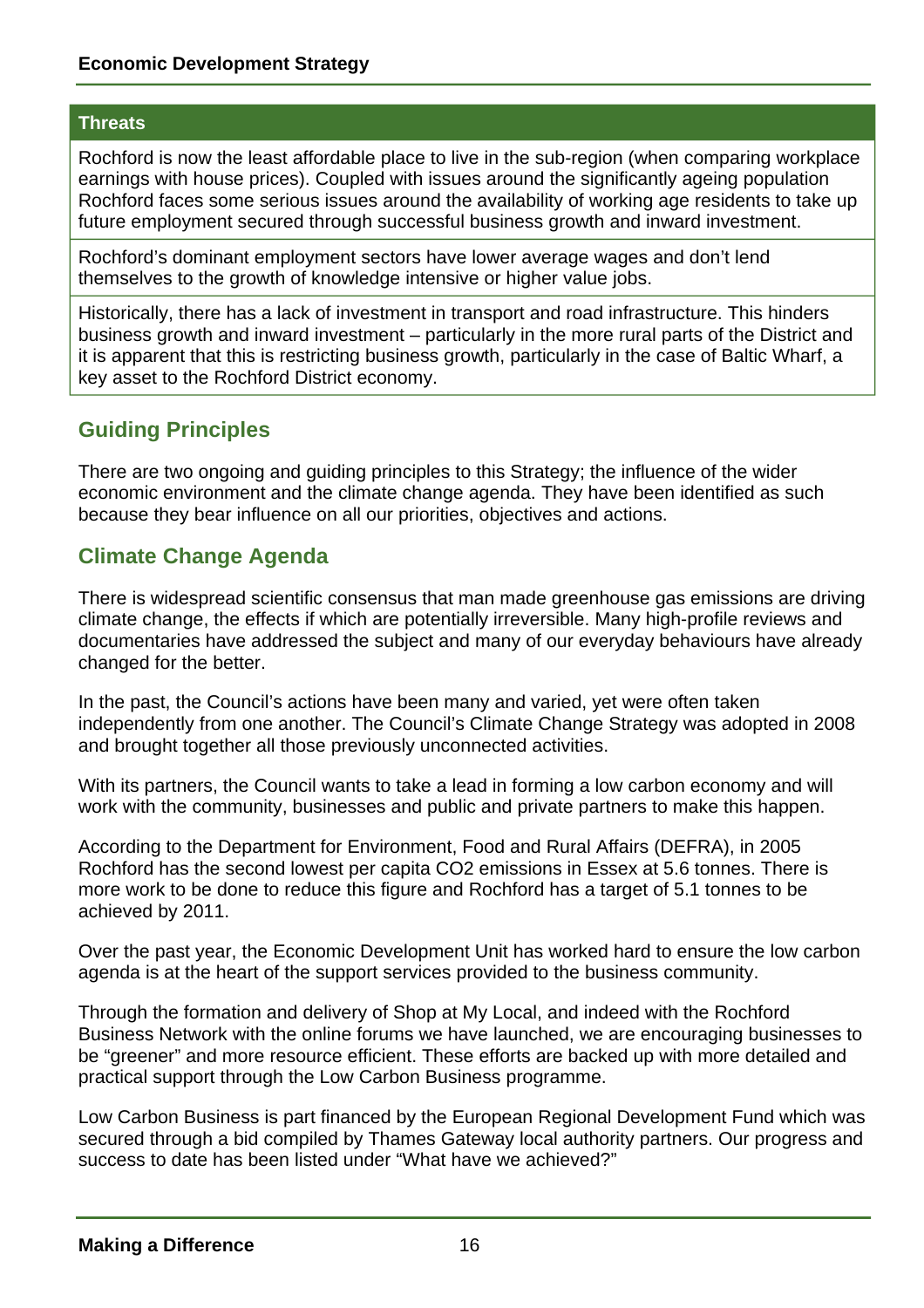| Threats |
| --- |
| Rochford is now the least affordable place to live in the sub-region (when comparing workplace earnings with house prices). Coupled with issues around the significantly ageing population Rochford faces some serious issues around the availability of working age residents to take up future employment secured through successful business growth and inward investment. |
| Rochford's dominant employment sectors have lower average wages and don't lend themselves to the growth of knowledge intensive or higher value jobs. |
| Historically, there has a lack of investment in transport and road infrastructure. This hinders business growth and inward investment – particularly in the more rural parts of the District and it is apparent that this is restricting business growth, particularly in the case of Baltic Wharf, a key asset to the Rochford District economy. |

## Guiding Principles

There are two ongoing and guiding principles to this Strategy; the influence of the wider economic environment and the climate change agenda. They have been identified as such because they bear influence on all our priorities, objectives and actions.

## Climate Change Agenda

There is widespread scientific consensus that man made greenhouse gas emissions are driving climate change, the effects if which are potentially irreversible. Many high-profile reviews and documentaries have addressed the subject and many of our everyday behaviours have already changed for the better.

In the past, the Council's actions have been many and varied, yet were often taken independently from one another. The Council's Climate Change Strategy was adopted in 2008 and brought together all those previously unconnected activities.

With its partners, the Council wants to take a lead in forming a low carbon economy and will work with the community, businesses and public and private partners to make this happen.

According to the Department for Environment, Food and Rural Affairs (DEFRA), in 2005 Rochford has the second lowest per capita $CO_2$ emissions in Essex at 5.6 tonnes. There is more work to be done to reduce this figure and Rochford has a target of 5.1 tonnes to be achieved by 2011.

Over the past year, the Economic Development Unit has worked hard to ensure the low carbon agenda is at the heart of the support services provided to the business community.

Through the formation and delivery of Shop at My Local, and indeed with the Rochford Business Network with the online forums we have launched, we are encouraging businesses to be "greener" and more resource efficient. These efforts are backed up with more detailed and practical support through the Low Carbon Business programme.

Low Carbon Business is part financed by the European Regional Development Fund which was secured through a bid compiled by Thames Gateway local authority partners. Our progress and success to date has been listed under "What have we achieved?"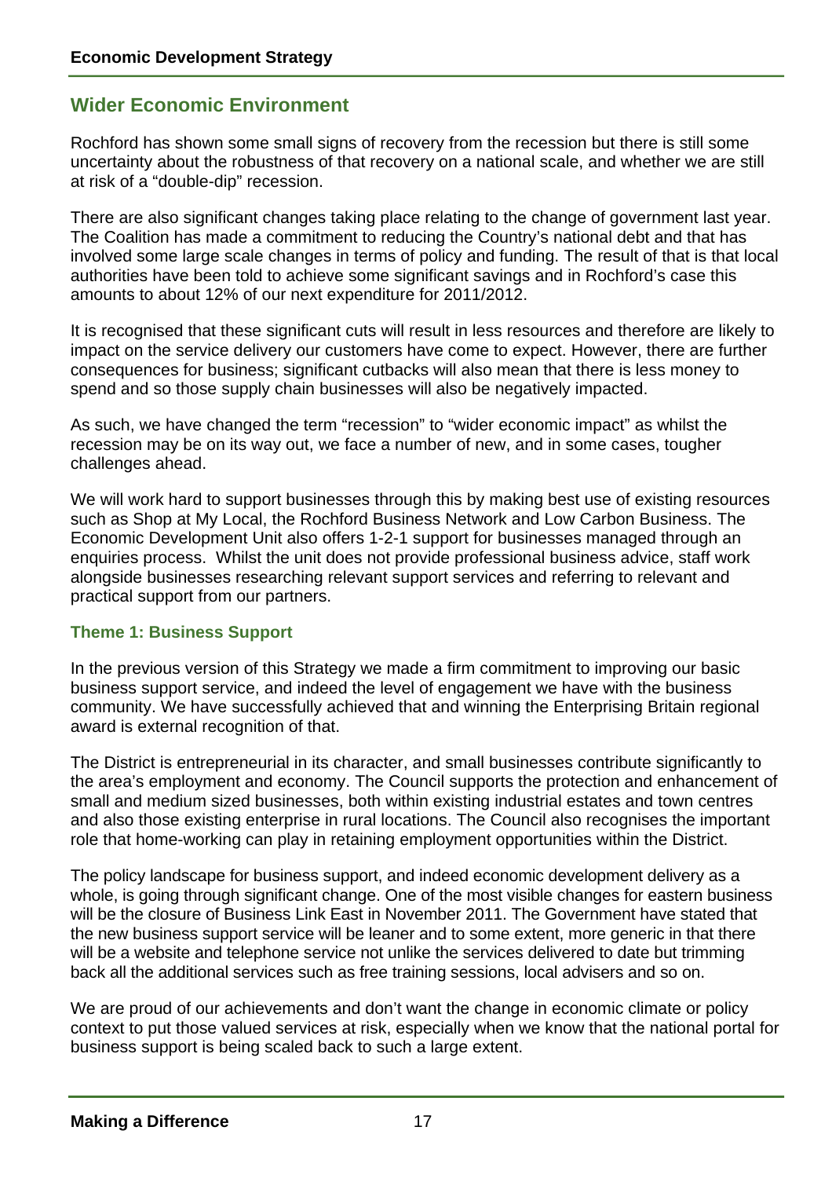## Wider Economic Environment

Rochford has shown some small signs of recovery from the recession but there is still some uncertainty about the robustness of that recovery on a national scale, and whether we are still at risk of a "double-dip" recession.

There are also significant changes taking place relating to the change of government last year. The Coalition has made a commitment to reducing the Country's national debt and that has involved some large scale changes in terms of policy and funding. The result of that is that local authorities have been told to achieve some significant savings and in Rochford's case this amounts to about 12% of our next expenditure for 2011/2012.

It is recognised that these significant cuts will result in less resources and therefore are likely to impact on the service delivery our customers have come to expect. However, there are further consequences for business; significant cutbacks will also mean that there is less money to spend and so those supply chain businesses will also be negatively impacted.

As such, we have changed the term "recession" to "wider economic impact" as whilst the recession may be on its way out, we face a number of new, and in some cases, tougher challenges ahead.

We will work hard to support businesses through this by making best use of existing resources such as Shop at My Local, the Rochford Business Network and Low Carbon Business. The Economic Development Unit also offers 1-2-1 support for businesses managed through an enquiries process. Whilst the unit does not provide professional business advice, staff work alongside businesses researching relevant support services and referring to relevant and practical support from our partners.

### Theme 1: Business Support

In the previous version of this Strategy we made a firm commitment to improving our basic business support service, and indeed the level of engagement we have with the business community. We have successfully achieved that and winning the Enterprising Britain regional award is external recognition of that.

The District is entrepreneurial in its character, and small businesses contribute significantly to the area's employment and economy. The Council supports the protection and enhancement of small and medium sized businesses, both within existing industrial estates and town centres and also those existing enterprise in rural locations. The Council also recognises the important role that home-working can play in retaining employment opportunities within the District.

The policy landscape for business support, and indeed economic development delivery as a whole, is going through significant change. One of the most visible changes for eastern business will be the closure of Business Link East in November 2011. The Government have stated that the new business support service will be leaner and to some extent, more generic in that there will be a website and telephone service not unlike the services delivered to date but trimming back all the additional services such as free training sessions, local advisers and so on.

We are proud of our achievements and don't want the change in economic climate or policy context to put those valued services at risk, especially when we know that the national portal for business support is being scaled back to such a large extent.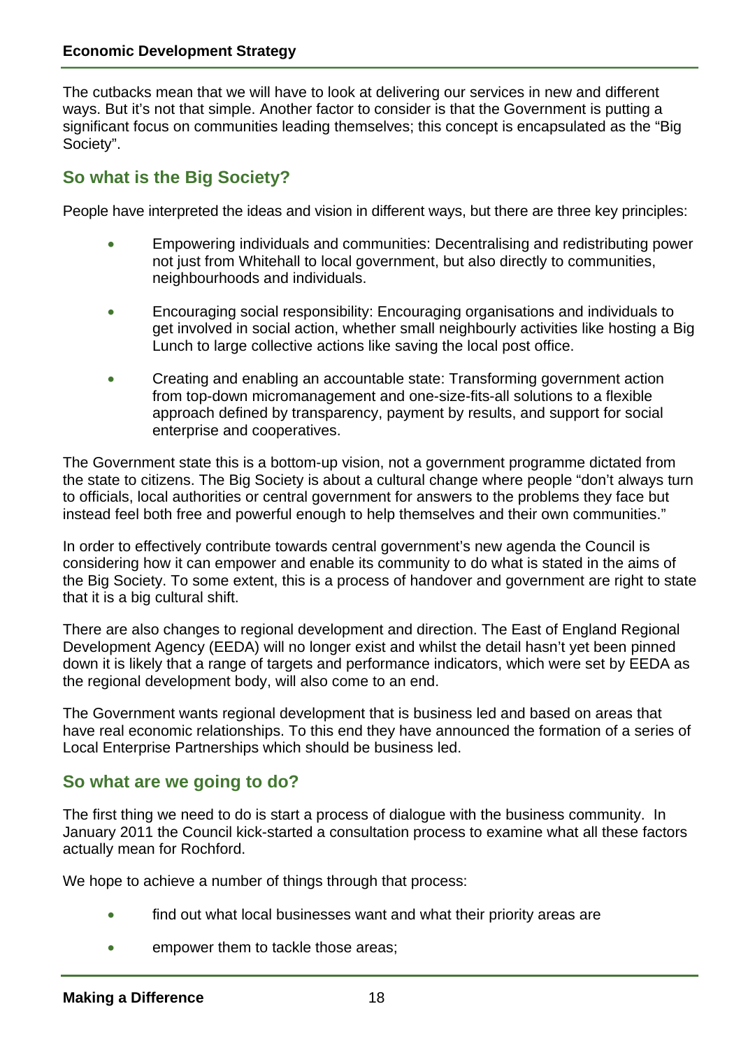The cutbacks mean that we will have to look at delivering our services in new and different ways. But it's not that simple. Another factor to consider is that the Government is putting a significant focus on communities leading themselves; this concept is encapsulated as the "Big Society".

## So what is the Big Society?

People have interpreted the ideas and vision in different ways, but there are three key principles:

- Empowering individuals and communities: Decentralising and redistributing power not just from Whitehall to local government, but also directly to communities, neighbourhoods and individuals.
- Encouraging social responsibility: Encouraging organisations and individuals to get involved in social action, whether small neighbourly activities like hosting a Big Lunch to large collective actions like saving the local post office.
- Creating and enabling an accountable state: Transforming government action from top-down micromanagement and one-size-fits-all solutions to a flexible approach defined by transparency, payment by results, and support for social enterprise and cooperatives.

The Government state this is a bottom-up vision, not a government programme dictated from the state to citizens. The Big Society is about a cultural change where people "don't always turn to officials, local authorities or central government for answers to the problems they face but instead feel both free and powerful enough to help themselves and their own communities."

In order to effectively contribute towards central government's new agenda the Council is considering how it can empower and enable its community to do what is stated in the aims of the Big Society. To some extent, this is a process of handover and government are right to state that it is a big cultural shift.

There are also changes to regional development and direction. The East of England Regional Development Agency (EEDA) will no longer exist and whilst the detail hasn't yet been pinned down it is likely that a range of targets and performance indicators, which were set by EEDA as the regional development body, will also come to an end.

The Government wants regional development that is business led and based on areas that have real economic relationships. To this end they have announced the formation of a series of Local Enterprise Partnerships which should be business led.

## So what are we going to do?

The first thing we need to do is start a process of dialogue with the business community. In January 2011 the Council kick-started a consultation process to examine what all these factors actually mean for Rochford.

We hope to achieve a number of things through that process:

- find out what local businesses want and what their priority areas are
- empower them to tackle those areas;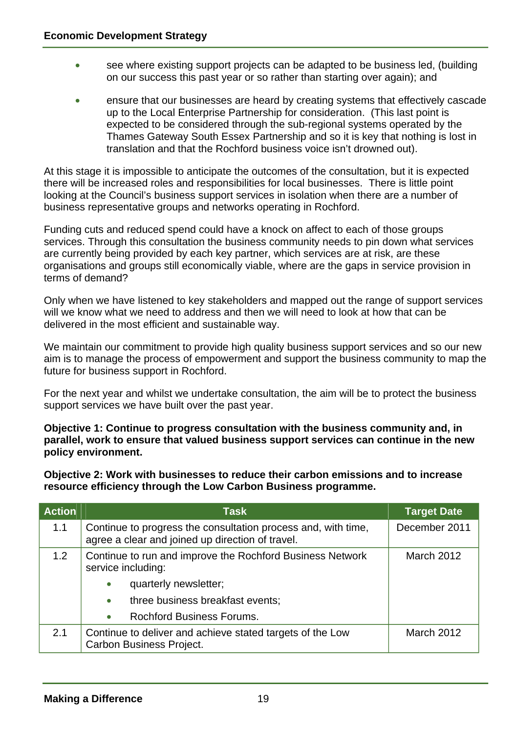- see where existing support projects can be adapted to be business led, (building on our success this past year or so rather than starting over again); and
- ensure that our businesses are heard by creating systems that effectively cascade up to the Local Enterprise Partnership for consideration. (This last point is expected to be considered through the sub-regional systems operated by the Thames Gateway South Essex Partnership and so it is key that nothing is lost in translation and that the Rochford business voice isn't drowned out).

At this stage it is impossible to anticipate the outcomes of the consultation, but it is expected there will be increased roles and responsibilities for local businesses. There is little point looking at the Council's business support services in isolation when there are a number of business representative groups and networks operating in Rochford.

Funding cuts and reduced spend could have a knock on affect to each of those groups services. Through this consultation the business community needs to pin down what services are currently being provided by each key partner, which services are at risk, are these organisations and groups still economically viable, where are the gaps in service provision in terms of demand?

Only when we have listened to key stakeholders and mapped out the range of support services will we know what we need to address and then we will need to look at how that can be delivered in the most efficient and sustainable way.

We maintain our commitment to provide high quality business support services and so our new aim is to manage the process of empowerment and support the business community to map the future for business support in Rochford.

For the next year and whilst we undertake consultation, the aim will be to protect the business support services we have built over the past year.

**Objective 1: Continue to progress consultation with the business community and, in parallel, work to ensure that valued business support services can continue in the new policy environment.**

**Objective 2: Work with businesses to reduce their carbon emissions and to increase resource efficiency through the Low Carbon Business programme.**

| Action | Task | Target Date |
|---|---|---|
| 1.1 | Continue to progress the consultation process and, with time, agree a clear and joined up direction of travel. | December 2011 |
| 1.2 | Continue to run and improve the Rochford Business Network service including:<br>• quarterly newsletter;<br>• three business breakfast events;<br>• Rochford Business Forums. | March 2012 |
| 2.1 | Continue to deliver and achieve stated targets of the Low Carbon Business Project. | March 2012 |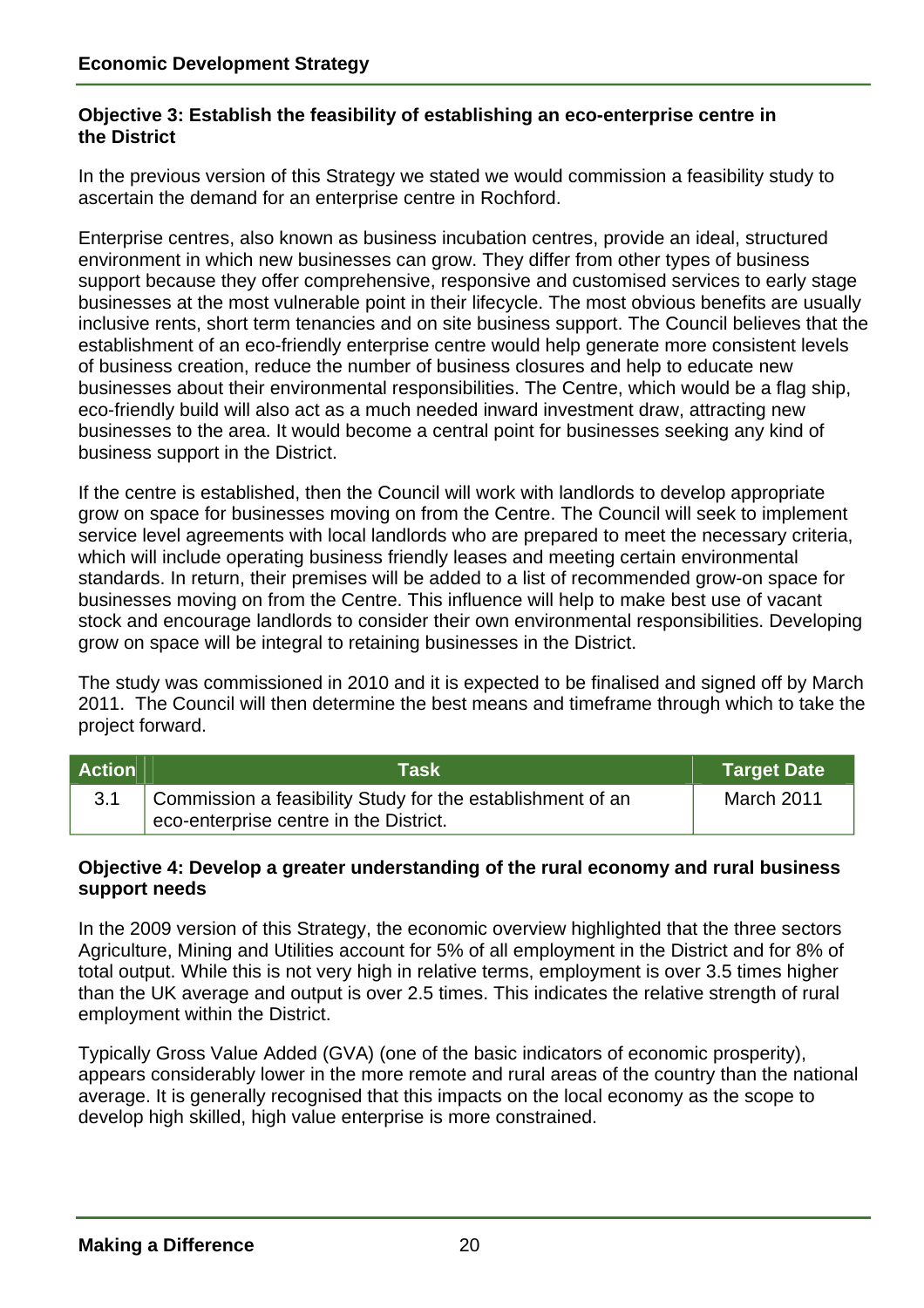### Objective 3: Establish the feasibility of establishing an eco-enterprise centre in the District

In the previous version of this Strategy we stated we would commission a feasibility study to ascertain the demand for an enterprise centre in Rochford.

Enterprise centres, also known as business incubation centres, provide an ideal, structured environment in which new businesses can grow. They differ from other types of business support because they offer comprehensive, responsive and customised services to early stage businesses at the most vulnerable point in their lifecycle. The most obvious benefits are usually inclusive rents, short term tenancies and on site business support. The Council believes that the establishment of an eco-friendly enterprise centre would help generate more consistent levels of business creation, reduce the number of business closures and help to educate new businesses about their environmental responsibilities. The Centre, which would be a flag ship, eco-friendly build will also act as a much needed inward investment draw, attracting new businesses to the area. It would become a central point for businesses seeking any kind of business support in the District.

If the centre is established, then the Council will work with landlords to develop appropriate grow on space for businesses moving on from the Centre. The Council will seek to implement service level agreements with local landlords who are prepared to meet the necessary criteria, which will include operating business friendly leases and meeting certain environmental standards. In return, their premises will be added to a list of recommended grow-on space for businesses moving on from the Centre. This influence will help to make best use of vacant stock and encourage landlords to consider their own environmental responsibilities. Developing grow on space will be integral to retaining businesses in the District.

The study was commissioned in 2010 and it is expected to be finalised and signed off by March 2011. The Council will then determine the best means and timeframe through which to take the project forward.

| Action | Task | Target Date |
|---|---|---|
| 3.1 | Commission a feasibility Study for the establishment of an eco-enterprise centre in the District. | March 2011 |

### Objective 4: Develop a greater understanding of the rural economy and rural business support needs

In the 2009 version of this Strategy, the economic overview highlighted that the three sectors Agriculture, Mining and Utilities account for 5% of all employment in the District and for 8% of total output. While this is not very high in relative terms, employment is over 3.5 times higher than the UK average and output is over 2.5 times. This indicates the relative strength of rural employment within the District.

Typically Gross Value Added (GVA) (one of the basic indicators of economic prosperity), appears considerably lower in the more remote and rural areas of the country than the national average. It is generally recognised that this impacts on the local economy as the scope to develop high skilled, high value enterprise is more constrained.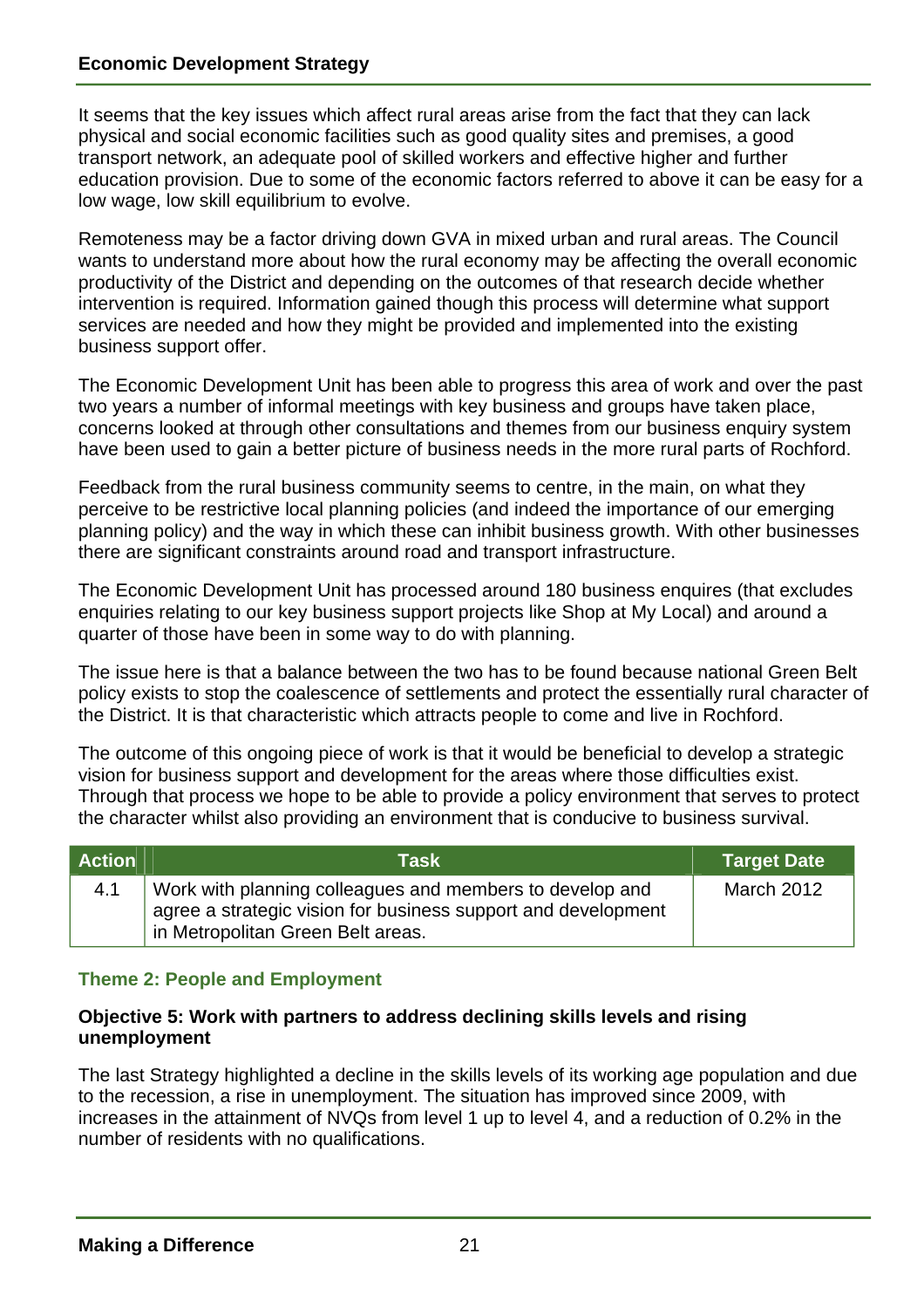It seems that the key issues which affect rural areas arise from the fact that they can lack physical and social economic facilities such as good quality sites and premises, a good transport network, an adequate pool of skilled workers and effective higher and further education provision. Due to some of the economic factors referred to above it can be easy for a low wage, low skill equilibrium to evolve.

Remoteness may be a factor driving down GVA in mixed urban and rural areas. The Council wants to understand more about how the rural economy may be affecting the overall economic productivity of the District and depending on the outcomes of that research decide whether intervention is required. Information gained though this process will determine what support services are needed and how they might be provided and implemented into the existing business support offer.

The Economic Development Unit has been able to progress this area of work and over the past two years a number of informal meetings with key business and groups have taken place, concerns looked at through other consultations and themes from our business enquiry system have been used to gain a better picture of business needs in the more rural parts of Rochford.

Feedback from the rural business community seems to centre, in the main, on what they perceive to be restrictive local planning policies (and indeed the importance of our emerging planning policy) and the way in which these can inhibit business growth. With other businesses there are significant constraints around road and transport infrastructure.

The Economic Development Unit has processed around 180 business enquires (that excludes enquiries relating to our key business support projects like Shop at My Local) and around a quarter of those have been in some way to do with planning.

The issue here is that a balance between the two has to be found because national Green Belt policy exists to stop the coalescence of settlements and protect the essentially rural character of the District. It is that characteristic which attracts people to come and live in Rochford.

The outcome of this ongoing piece of work is that it would be beneficial to develop a strategic vision for business support and development for the areas where those difficulties exist. Through that process we hope to be able to provide a policy environment that serves to protect the character whilst also providing an environment that is conducive to business survival.

| Action | Task | Target Date |
|---|---|---|
| 4.1 | Work with planning colleagues and members to develop and agree a strategic vision for business support and development in Metropolitan Green Belt areas. | March 2012 |

## Theme 2: People and Employment

### Objective 5: Work with partners to address declining skills levels and rising unemployment

The last Strategy highlighted a decline in the skills levels of its working age population and due to the recession, a rise in unemployment. The situation has improved since 2009, with increases in the attainment of NVQs from level 1 up to level 4, and a reduction of 0.2% in the number of residents with no qualifications.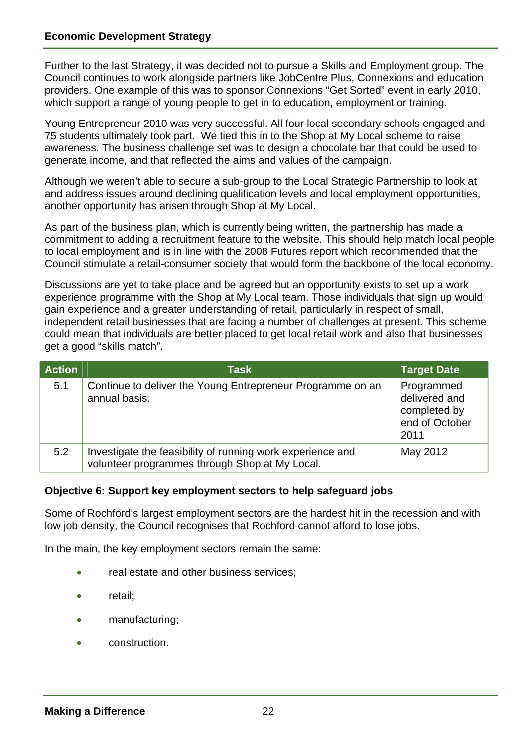Further to the last Strategy, it was decided not to pursue a Skills and Employment group. The Council continues to work alongside partners like JobCentre Plus, Connexions and education providers. One example of this was to sponsor Connexions "Get Sorted" event in early 2010, which support a range of young people to get in to education, employment or training.

Young Entrepreneur 2010 was very successful. All four local secondary schools engaged and 75 students ultimately took part. We tied this in to the Shop at My Local scheme to raise awareness. The business challenge set was to design a chocolate bar that could be used to generate income, and that reflected the aims and values of the campaign.

Although we weren't able to secure a sub-group to the Local Strategic Partnership to look at and address issues around declining qualification levels and local employment opportunities, another opportunity has arisen through Shop at My Local.

As part of the business plan, which is currently being written, the partnership has made a commitment to adding a recruitment feature to the website. This should help match local people to local employment and is in line with the 2008 Futures report which recommended that the Council stimulate a retail-consumer society that would form the backbone of the local economy.

Discussions are yet to take place and be agreed but an opportunity exists to set up a work experience programme with the Shop at My Local team. Those individuals that sign up would gain experience and a greater understanding of retail, particularly in respect of small, independent retail businesses that are facing a number of challenges at present. This scheme could mean that individuals are better placed to get local retail work and also that businesses get a good "skills match".

| Action | Task | Target Date |
|---|---|---|
| 5.1 | Continue to deliver the Young Entrepreneur Programme on an annual basis. | Programmed delivered and completed by end of October 2011 |
| 5.2 | Investigate the feasibility of running work experience and volunteer programmes through Shop at My Local. | May 2012 |

**Objective 6: Support key employment sectors to help safeguard jobs**

Some of Rochford's largest employment sectors are the hardest hit in the recession and with low job density, the Council recognises that Rochford cannot afford to lose jobs.

In the main, the key employment sectors remain the same:

- real estate and other business services;
- retail;
- manufacturing;
- construction.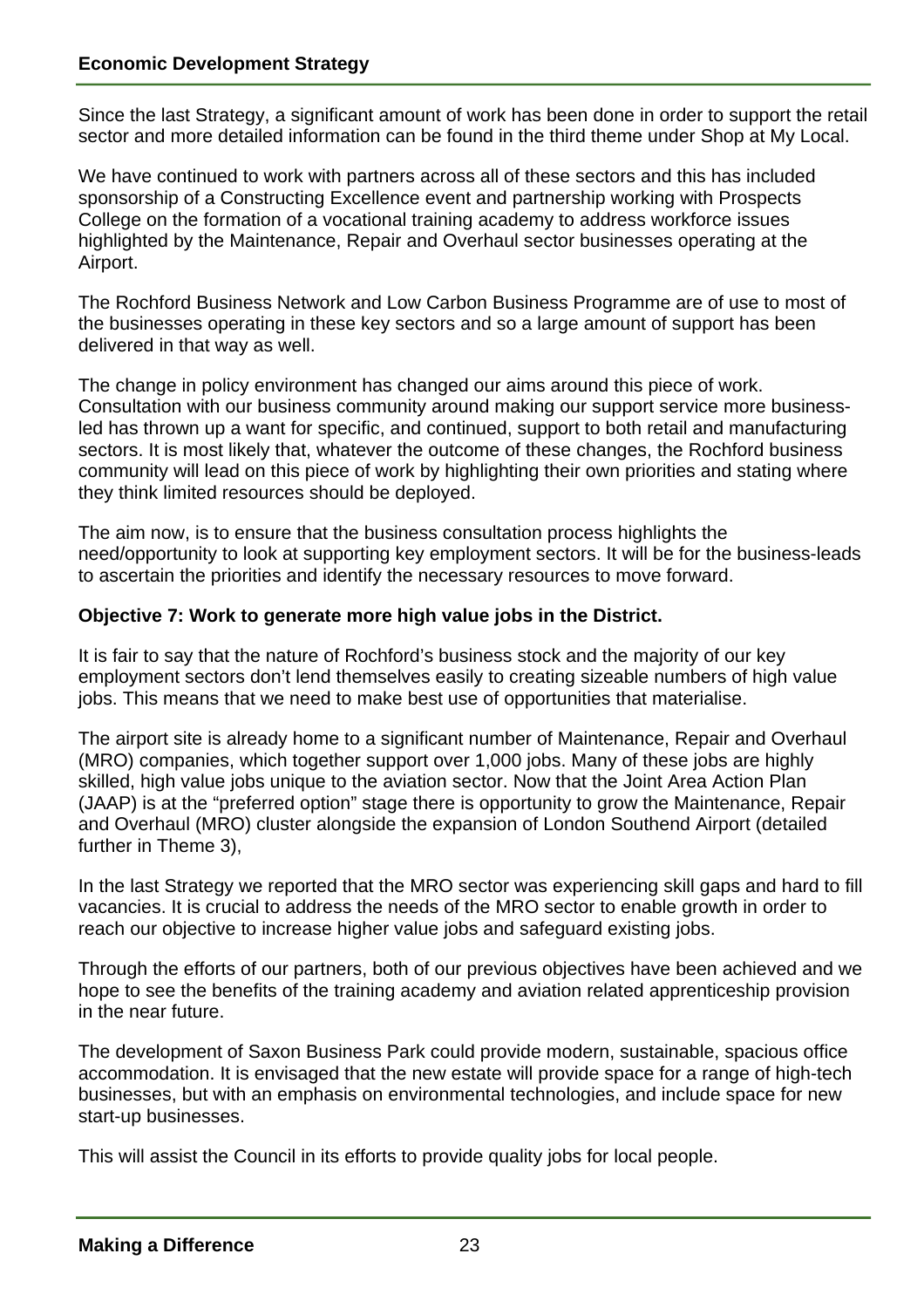Since the last Strategy, a significant amount of work has been done in order to support the retail sector and more detailed information can be found in the third theme under Shop at My Local.

We have continued to work with partners across all of these sectors and this has included sponsorship of a Constructing Excellence event and partnership working with Prospects College on the formation of a vocational training academy to address workforce issues highlighted by the Maintenance, Repair and Overhaul sector businesses operating at the Airport.

The Rochford Business Network and Low Carbon Business Programme are of use to most of the businesses operating in these key sectors and so a large amount of support has been delivered in that way as well.

The change in policy environment has changed our aims around this piece of work. Consultation with our business community around making our support service more business-led has thrown up a want for specific, and continued, support to both retail and manufacturing sectors. It is most likely that, whatever the outcome of these changes, the Rochford business community will lead on this piece of work by highlighting their own priorities and stating where they think limited resources should be deployed.

The aim now, is to ensure that the business consultation process highlights the need/opportunity to look at supporting key employment sectors. It will be for the business-leads to ascertain the priorities and identify the necessary resources to move forward.

**Objective 7: Work to generate more high value jobs in the District.**

It is fair to say that the nature of Rochford's business stock and the majority of our key employment sectors don't lend themselves easily to creating sizeable numbers of high value jobs. This means that we need to make best use of opportunities that materialise.

The airport site is already home to a significant number of Maintenance, Repair and Overhaul (MRO) companies, which together support over 1,000 jobs. Many of these jobs are highly skilled, high value jobs unique to the aviation sector. Now that the Joint Area Action Plan (JAAP) is at the "preferred option" stage there is opportunity to grow the Maintenance, Repair and Overhaul (MRO) cluster alongside the expansion of London Southend Airport (detailed further in Theme 3),

In the last Strategy we reported that the MRO sector was experiencing skill gaps and hard to fill vacancies. It is crucial to address the needs of the MRO sector to enable growth in order to reach our objective to increase higher value jobs and safeguard existing jobs.

Through the efforts of our partners, both of our previous objectives have been achieved and we hope to see the benefits of the training academy and aviation related apprenticeship provision in the near future.

The development of Saxon Business Park could provide modern, sustainable, spacious office accommodation. It is envisaged that the new estate will provide space for a range of high-tech businesses, but with an emphasis on environmental technologies, and include space for new start-up businesses.

This will assist the Council in its efforts to provide quality jobs for local people.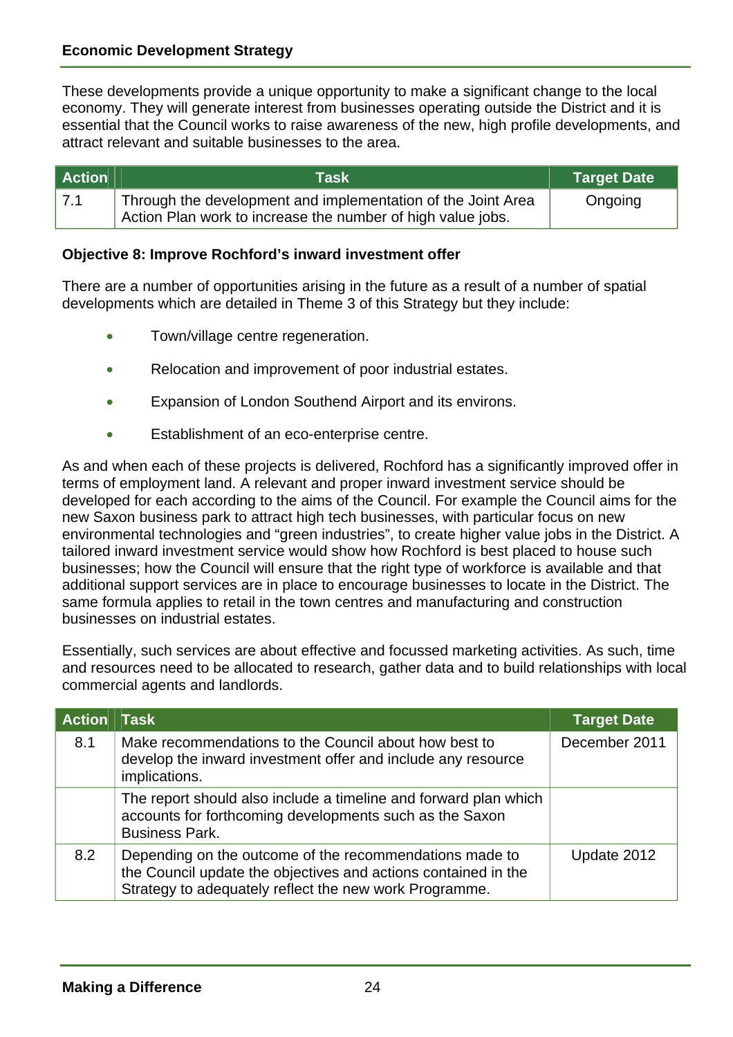These developments provide a unique opportunity to make a significant change to the local economy. They will generate interest from businesses operating outside the District and it is essential that the Council works to raise awareness of the new, high profile developments, and attract relevant and suitable businesses to the area.

| Action | Task | Target Date |
|---|---|---|
| 7.1 | Through the development and implementation of the Joint Area Action Plan work to increase the number of high value jobs. | Ongoing |

**Objective 8: Improve Rochford's inward investment offer**

There are a number of opportunities arising in the future as a result of a number of spatial developments which are detailed in Theme 3 of this Strategy but they include:

- Town/village centre regeneration.
- Relocation and improvement of poor industrial estates.
- Expansion of London Southend Airport and its environs.
- Establishment of an eco-enterprise centre.

As and when each of these projects is delivered, Rochford has a significantly improved offer in terms of employment land. A relevant and proper inward investment service should be developed for each according to the aims of the Council. For example the Council aims for the new Saxon business park to attract high tech businesses, with particular focus on new environmental technologies and "green industries", to create higher value jobs in the District. A tailored inward investment service would show how Rochford is best placed to house such businesses; how the Council will ensure that the right type of workforce is available and that additional support services are in place to encourage businesses to locate in the District. The same formula applies to retail in the town centres and manufacturing and construction businesses on industrial estates.

Essentially, such services are about effective and focussed marketing activities. As such, time and resources need to be allocated to research, gather data and to build relationships with local commercial agents and landlords.

| Action | Task | Target Date |
|---|---|---|
| 8.1 | Make recommendations to the Council about how best to develop the inward investment offer and include any resource implications. | December 2011 |
| | The report should also include a timeline and forward plan which accounts for forthcoming developments such as the Saxon Business Park. | |
| 8.2 | Depending on the outcome of the recommendations made to the Council update the objectives and actions contained in the Strategy to adequately reflect the new work Programme. | Update 2012 |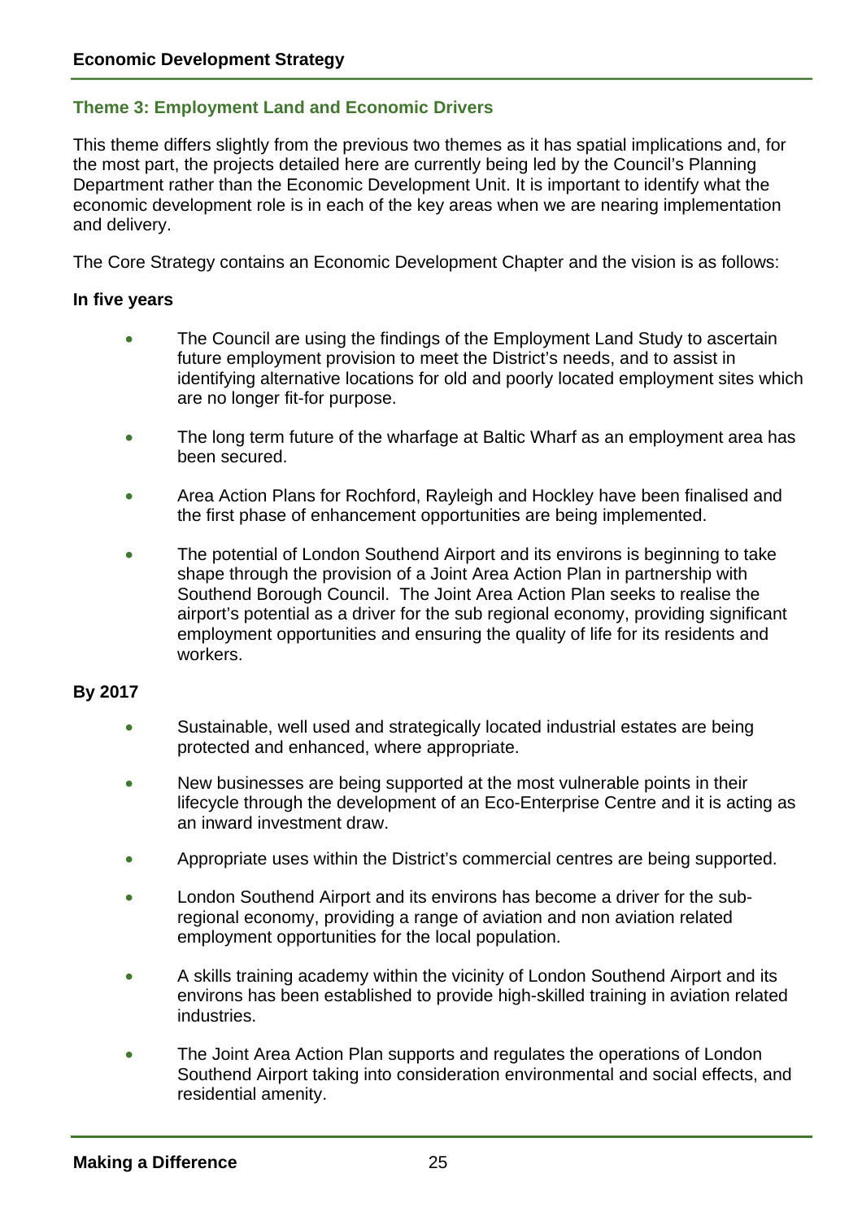## Theme 3: Employment Land and Economic Drivers

This theme differs slightly from the previous two themes as it has spatial implications and, for the most part, the projects detailed here are currently being led by the Council's Planning Department rather than the Economic Development Unit. It is important to identify what the economic development role is in each of the key areas when we are nearing implementation and delivery.

The Core Strategy contains an Economic Development Chapter and the vision is as follows:

**In five years**

- The Council are using the findings of the Employment Land Study to ascertain future employment provision to meet the District's needs, and to assist in identifying alternative locations for old and poorly located employment sites which are no longer fit-for purpose.
- The long term future of the wharfage at Baltic Wharf as an employment area has been secured.
- Area Action Plans for Rochford, Rayleigh and Hockley have been finalised and the first phase of enhancement opportunities are being implemented.
- The potential of London Southend Airport and its environs is beginning to take shape through the provision of a Joint Area Action Plan in partnership with Southend Borough Council. The Joint Area Action Plan seeks to realise the airport's potential as a driver for the sub regional economy, providing significant employment opportunities and ensuring the quality of life for its residents and workers.

**By 2017**

- Sustainable, well used and strategically located industrial estates are being protected and enhanced, where appropriate.
- New businesses are being supported at the most vulnerable points in their lifecycle through the development of an Eco-Enterprise Centre and it is acting as an inward investment draw.
- Appropriate uses within the District's commercial centres are being supported.
- London Southend Airport and its environs has become a driver for the sub-regional economy, providing a range of aviation and non aviation related employment opportunities for the local population.
- A skills training academy within the vicinity of London Southend Airport and its environs has been established to provide high-skilled training in aviation related industries.
- The Joint Area Action Plan supports and regulates the operations of London Southend Airport taking into consideration environmental and social effects, and residential amenity.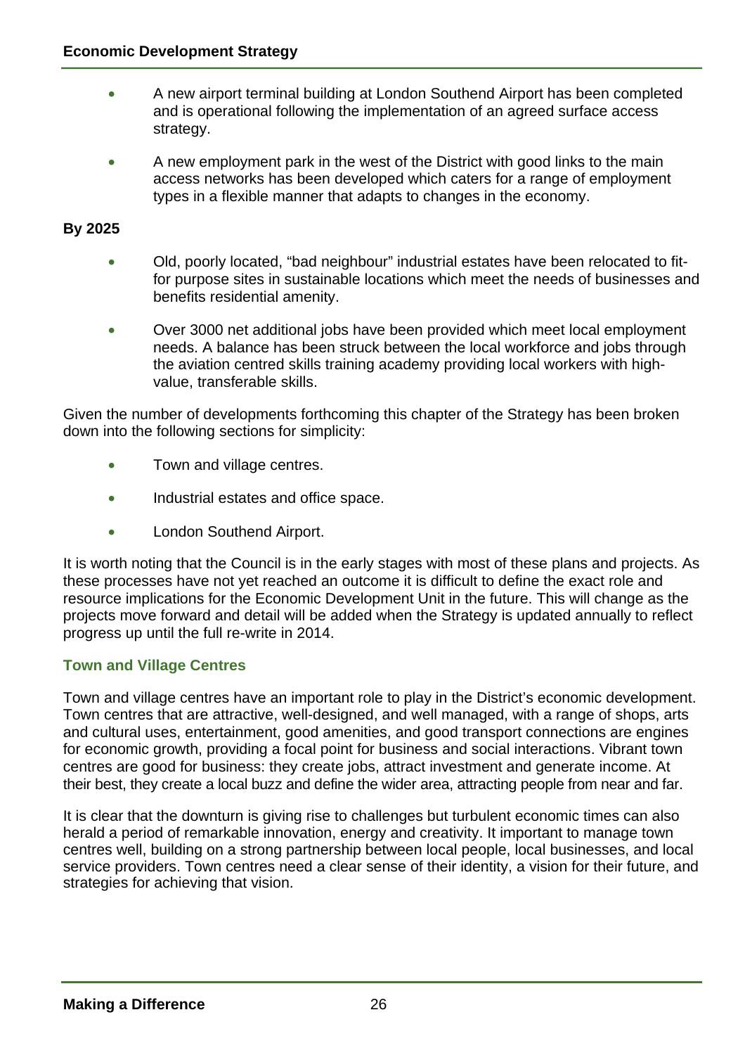- A new airport terminal building at London Southend Airport has been completed and is operational following the implementation of an agreed surface access strategy.
- A new employment park in the west of the District with good links to the main access networks has been developed which caters for a range of employment types in a flexible manner that adapts to changes in the economy.

**By 2025**

- Old, poorly located, "bad neighbour" industrial estates have been relocated to fit-for purpose sites in sustainable locations which meet the needs of businesses and benefits residential amenity.
- Over 3000 net additional jobs have been provided which meet local employment needs. A balance has been struck between the local workforce and jobs through the aviation centred skills training academy providing local workers with high-value, transferable skills.

Given the number of developments forthcoming this chapter of the Strategy has been broken down into the following sections for simplicity:

- Town and village centres.
- Industrial estates and office space.
- London Southend Airport.

It is worth noting that the Council is in the early stages with most of these plans and projects. As these processes have not yet reached an outcome it is difficult to define the exact role and resource implications for the Economic Development Unit in the future. This will change as the projects move forward and detail will be added when the Strategy is updated annually to reflect progress up until the full re-write in 2014.

### Town and Village Centres

Town and village centres have an important role to play in the District's economic development. Town centres that are attractive, well-designed, and well managed, with a range of shops, arts and cultural uses, entertainment, good amenities, and good transport connections are engines for economic growth, providing a focal point for business and social interactions. Vibrant town centres are good for business: they create jobs, attract investment and generate income. At their best, they create a local buzz and define the wider area, attracting people from near and far.

It is clear that the downturn is giving rise to challenges but turbulent economic times can also herald a period of remarkable innovation, energy and creativity. It important to manage town centres well, building on a strong partnership between local people, local businesses, and local service providers. Town centres need a clear sense of their identity, a vision for their future, and strategies for achieving that vision.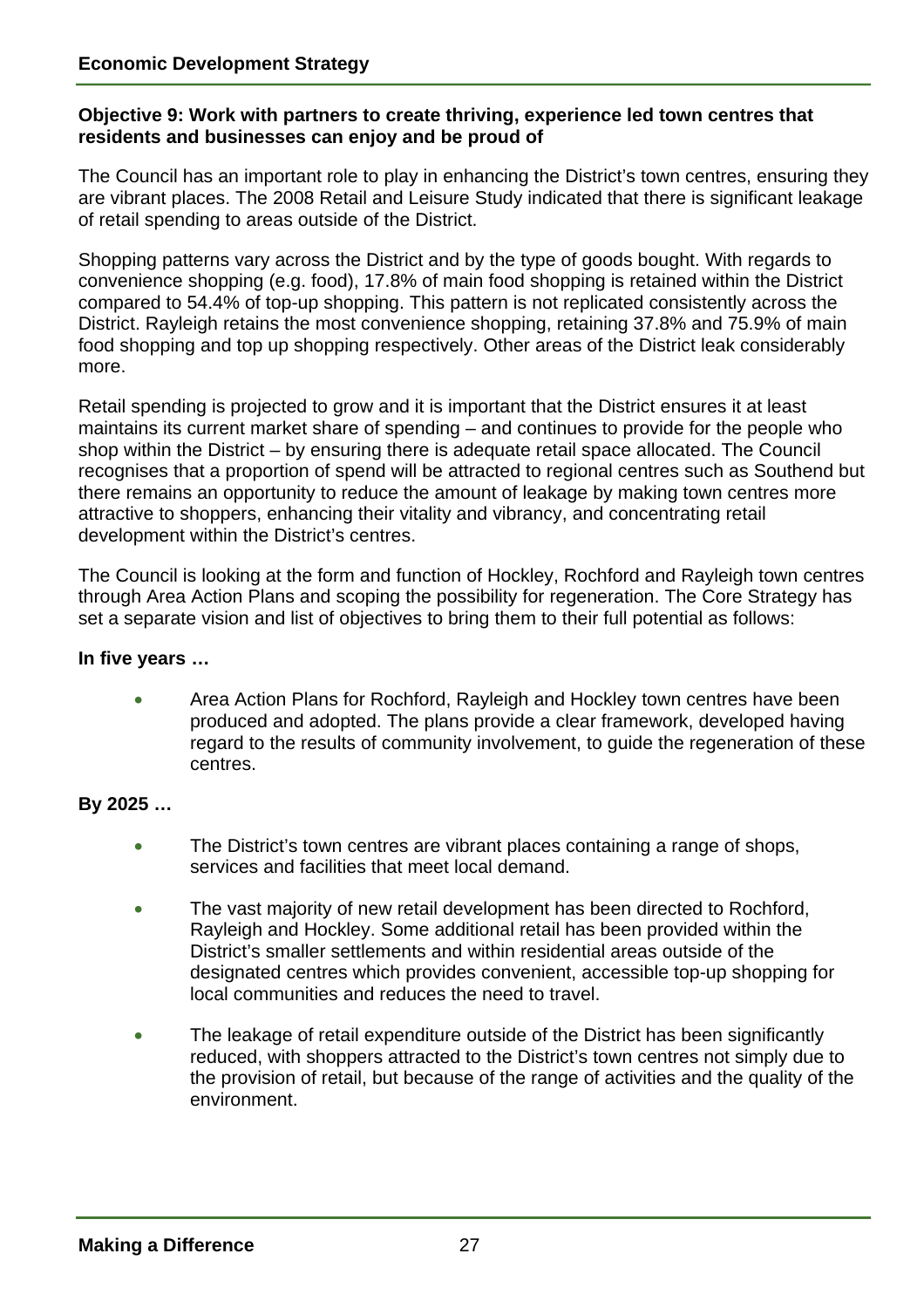**Objective 9: Work with partners to create thriving, experience led town centres that residents and businesses can enjoy and be proud of**

The Council has an important role to play in enhancing the District's town centres, ensuring they are vibrant places. The 2008 Retail and Leisure Study indicated that there is significant leakage of retail spending to areas outside of the District.

Shopping patterns vary across the District and by the type of goods bought. With regards to convenience shopping (e.g. food), 17.8% of main food shopping is retained within the District compared to 54.4% of top-up shopping. This pattern is not replicated consistently across the District. Rayleigh retains the most convenience shopping, retaining 37.8% and 75.9% of main food shopping and top up shopping respectively. Other areas of the District leak considerably more.

Retail spending is projected to grow and it is important that the District ensures it at least maintains its current market share of spending – and continues to provide for the people who shop within the District – by ensuring there is adequate retail space allocated. The Council recognises that a proportion of spend will be attracted to regional centres such as Southend but there remains an opportunity to reduce the amount of leakage by making town centres more attractive to shoppers, enhancing their vitality and vibrancy, and concentrating retail development within the District's centres.

The Council is looking at the form and function of Hockley, Rochford and Rayleigh town centres through Area Action Plans and scoping the possibility for regeneration. The Core Strategy has set a separate vision and list of objectives to bring them to their full potential as follows:

**In five years …**

- Area Action Plans for Rochford, Rayleigh and Hockley town centres have been produced and adopted. The plans provide a clear framework, developed having regard to the results of community involvement, to guide the regeneration of these centres.

**By 2025 …**

- The District's town centres are vibrant places containing a range of shops, services and facilities that meet local demand.
- The vast majority of new retail development has been directed to Rochford, Rayleigh and Hockley. Some additional retail has been provided within the District's smaller settlements and within residential areas outside of the designated centres which provides convenient, accessible top-up shopping for local communities and reduces the need to travel.
- The leakage of retail expenditure outside of the District has been significantly reduced, with shoppers attracted to the District's town centres not simply due to the provision of retail, but because of the range of activities and the quality of the environment.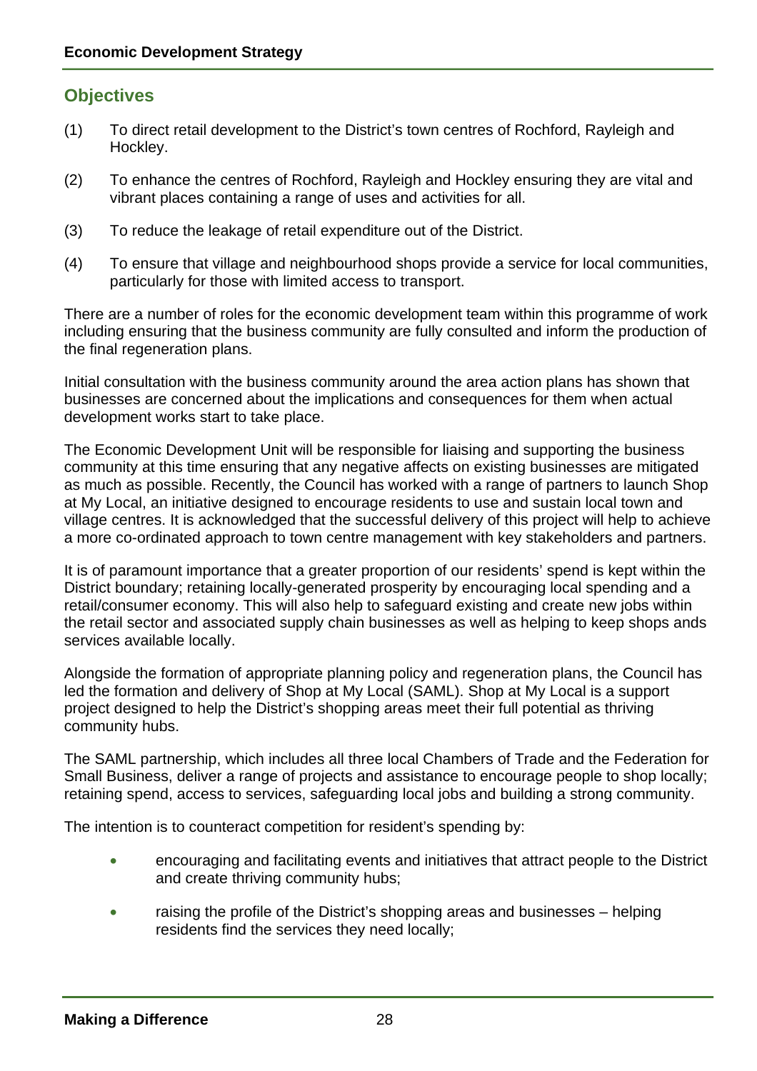## Objectives

(1) To direct retail development to the District's town centres of Rochford, Rayleigh and Hockley.

(2) To enhance the centres of Rochford, Rayleigh and Hockley ensuring they are vital and vibrant places containing a range of uses and activities for all.

(3) To reduce the leakage of retail expenditure out of the District.

(4) To ensure that village and neighbourhood shops provide a service for local communities, particularly for those with limited access to transport.

There are a number of roles for the economic development team within this programme of work including ensuring that the business community are fully consulted and inform the production of the final regeneration plans.

Initial consultation with the business community around the area action plans has shown that businesses are concerned about the implications and consequences for them when actual development works start to take place.

The Economic Development Unit will be responsible for liaising and supporting the business community at this time ensuring that any negative affects on existing businesses are mitigated as much as possible. Recently, the Council has worked with a range of partners to launch Shop at My Local, an initiative designed to encourage residents to use and sustain local town and village centres. It is acknowledged that the successful delivery of this project will help to achieve a more co-ordinated approach to town centre management with key stakeholders and partners.

It is of paramount importance that a greater proportion of our residents' spend is kept within the District boundary; retaining locally-generated prosperity by encouraging local spending and a retail/consumer economy. This will also help to safeguard existing and create new jobs within the retail sector and associated supply chain businesses as well as helping to keep shops ands services available locally.

Alongside the formation of appropriate planning policy and regeneration plans, the Council has led the formation and delivery of Shop at My Local (SAML). Shop at My Local is a support project designed to help the District's shopping areas meet their full potential as thriving community hubs.

The SAML partnership, which includes all three local Chambers of Trade and the Federation for Small Business, deliver a range of projects and assistance to encourage people to shop locally; retaining spend, access to services, safeguarding local jobs and building a strong community.

The intention is to counteract competition for resident's spending by:

- encouraging and facilitating events and initiatives that attract people to the District and create thriving community hubs;
- raising the profile of the District's shopping areas and businesses – helping residents find the services they need locally;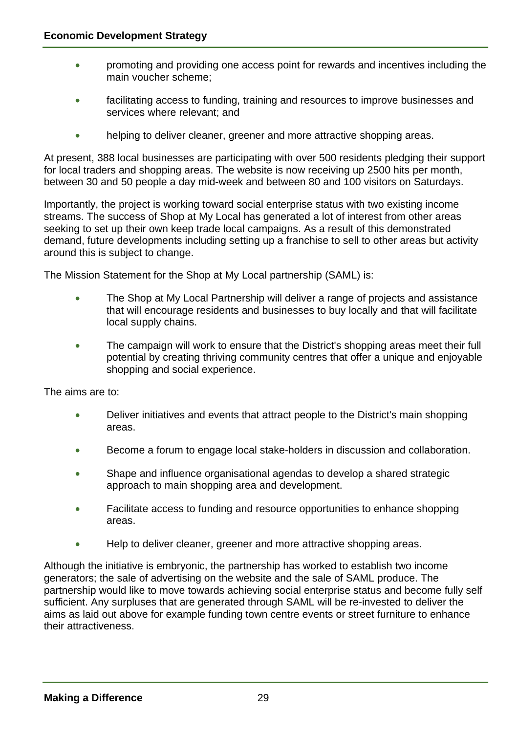- promoting and providing one access point for rewards and incentives including the main voucher scheme;
- facilitating access to funding, training and resources to improve businesses and services where relevant; and
- helping to deliver cleaner, greener and more attractive shopping areas.

At present, 388 local businesses are participating with over 500 residents pledging their support for local traders and shopping areas. The website is now receiving up 2500 hits per month, between 30 and 50 people a day mid-week and between 80 and 100 visitors on Saturdays.

Importantly, the project is working toward social enterprise status with two existing income streams. The success of Shop at My Local has generated a lot of interest from other areas seeking to set up their own keep trade local campaigns. As a result of this demonstrated demand, future developments including setting up a franchise to sell to other areas but activity around this is subject to change.

The Mission Statement for the Shop at My Local partnership (SAML) is:

- The Shop at My Local Partnership will deliver a range of projects and assistance that will encourage residents and businesses to buy locally and that will facilitate local supply chains.
- The campaign will work to ensure that the District's shopping areas meet their full potential by creating thriving community centres that offer a unique and enjoyable shopping and social experience.

The aims are to:

- Deliver initiatives and events that attract people to the District's main shopping areas.
- Become a forum to engage local stake-holders in discussion and collaboration.
- Shape and influence organisational agendas to develop a shared strategic approach to main shopping area and development.
- Facilitate access to funding and resource opportunities to enhance shopping areas.
- Help to deliver cleaner, greener and more attractive shopping areas.

Although the initiative is embryonic, the partnership has worked to establish two income generators; the sale of advertising on the website and the sale of SAML produce. The partnership would like to move towards achieving social enterprise status and become fully self sufficient. Any surpluses that are generated through SAML will be re-invested to deliver the aims as laid out above for example funding town centre events or street furniture to enhance their attractiveness.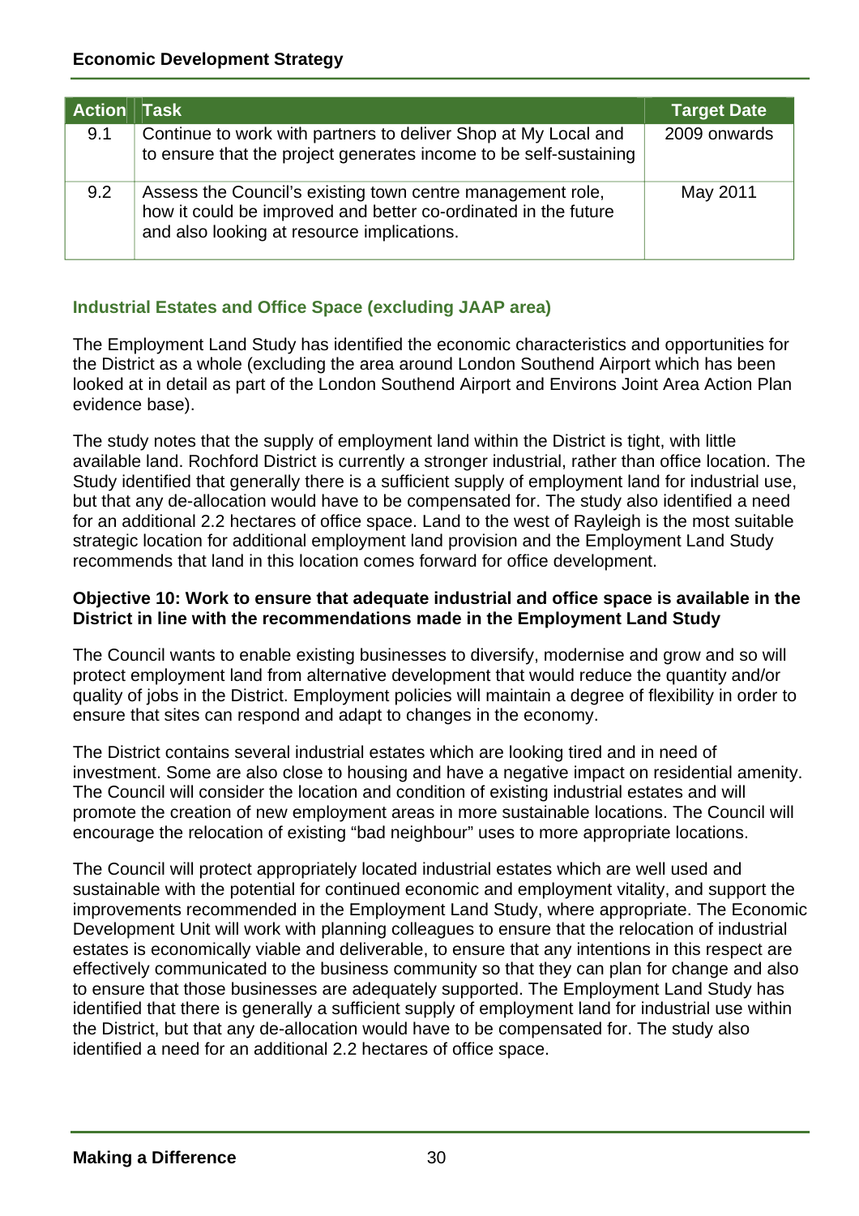| Action | Task | Target Date |
|---|---|---|
| 9.1 | Continue to work with partners to deliver Shop at My Local and to ensure that the project generates income to be self-sustaining | 2009 onwards |
| 9.2 | Assess the Council's existing town centre management role, how it could be improved and better co-ordinated in the future and also looking at resource implications. | May 2011 |

### Industrial Estates and Office Space (excluding JAAP area)

The Employment Land Study has identified the economic characteristics and opportunities for the District as a whole (excluding the area around London Southend Airport which has been looked at in detail as part of the London Southend Airport and Environs Joint Area Action Plan evidence base).

The study notes that the supply of employment land within the District is tight, with little available land. Rochford District is currently a stronger industrial, rather than office location. The Study identified that generally there is a sufficient supply of employment land for industrial use, but that any de-allocation would have to be compensated for. The study also identified a need for an additional 2.2 hectares of office space. Land to the west of Rayleigh is the most suitable strategic location for additional employment land provision and the Employment Land Study recommends that land in this location comes forward for office development.

**Objective 10: Work to ensure that adequate industrial and office space is available in the District in line with the recommendations made in the Employment Land Study**

The Council wants to enable existing businesses to diversify, modernise and grow and so will protect employment land from alternative development that would reduce the quantity and/or quality of jobs in the District. Employment policies will maintain a degree of flexibility in order to ensure that sites can respond and adapt to changes in the economy.

The District contains several industrial estates which are looking tired and in need of investment. Some are also close to housing and have a negative impact on residential amenity. The Council will consider the location and condition of existing industrial estates and will promote the creation of new employment areas in more sustainable locations. The Council will encourage the relocation of existing "bad neighbour" uses to more appropriate locations.

The Council will protect appropriately located industrial estates which are well used and sustainable with the potential for continued economic and employment vitality, and support the improvements recommended in the Employment Land Study, where appropriate. The Economic Development Unit will work with planning colleagues to ensure that the relocation of industrial estates is economically viable and deliverable, to ensure that any intentions in this respect are effectively communicated to the business community so that they can plan for change and also to ensure that those businesses are adequately supported. The Employment Land Study has identified that there is generally a sufficient supply of employment land for industrial use within the District, but that any de-allocation would have to be compensated for. The study also identified a need for an additional 2.2 hectares of office space.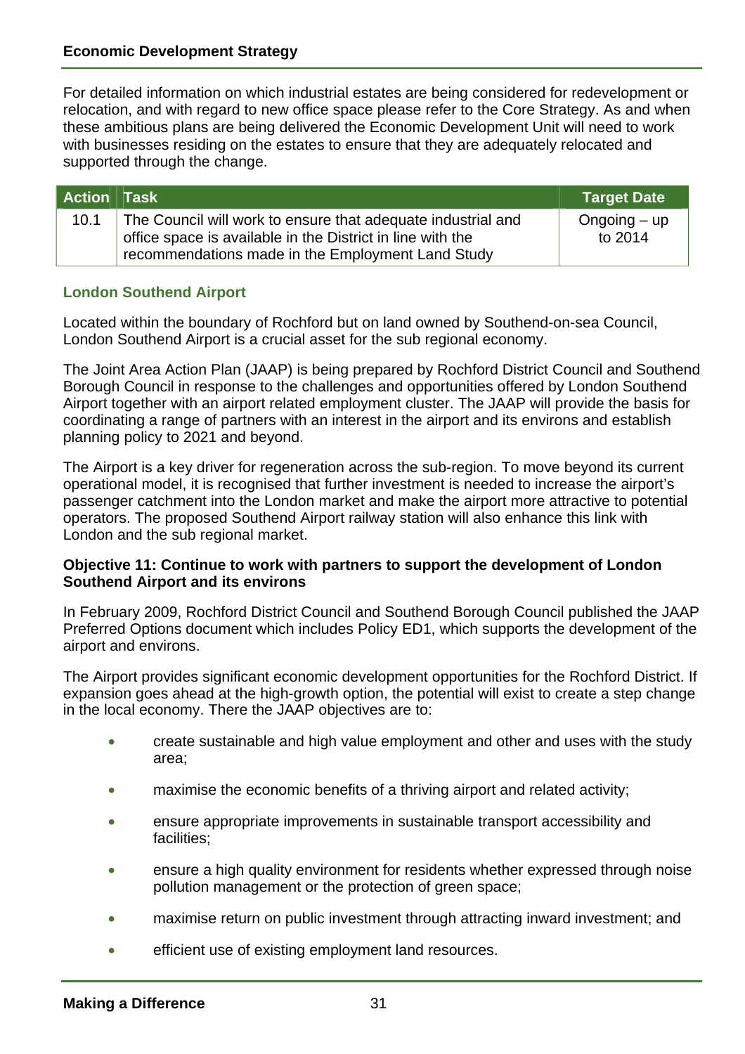For detailed information on which industrial estates are being considered for redevelopment or relocation, and with regard to new office space please refer to the Core Strategy. As and when these ambitious plans are being delivered the Economic Development Unit will need to work with businesses residing on the estates to ensure that they are adequately relocated and supported through the change.

| Action | Task | Target Date |
|---|---|---|
| 10.1 | The Council will work to ensure that adequate industrial and office space is available in the District in line with the recommendations made in the Employment Land Study | Ongoing – up to 2014 |

### London Southend Airport

Located within the boundary of Rochford but on land owned by Southend-on-sea Council, London Southend Airport is a crucial asset for the sub regional economy.

The Joint Area Action Plan (JAAP) is being prepared by Rochford District Council and Southend Borough Council in response to the challenges and opportunities offered by London Southend Airport together with an airport related employment cluster. The JAAP will provide the basis for coordinating a range of partners with an interest in the airport and its environs and establish planning policy to 2021 and beyond.

The Airport is a key driver for regeneration across the sub-region. To move beyond its current operational model, it is recognised that further investment is needed to increase the airport's passenger catchment into the London market and make the airport more attractive to potential operators. The proposed Southend Airport railway station will also enhance this link with London and the sub regional market.

**Objective 11: Continue to work with partners to support the development of London Southend Airport and its environs**

In February 2009, Rochford District Council and Southend Borough Council published the JAAP Preferred Options document which includes Policy ED1, which supports the development of the airport and environs.

The Airport provides significant economic development opportunities for the Rochford District. If expansion goes ahead at the high-growth option, the potential will exist to create a step change in the local economy. There the JAAP objectives are to:

- create sustainable and high value employment and other and uses with the study area;
- maximise the economic benefits of a thriving airport and related activity;
- ensure appropriate improvements in sustainable transport accessibility and facilities;
- ensure a high quality environment for residents whether expressed through noise pollution management or the protection of green space;
- maximise return on public investment through attracting inward investment; and
- efficient use of existing employment land resources.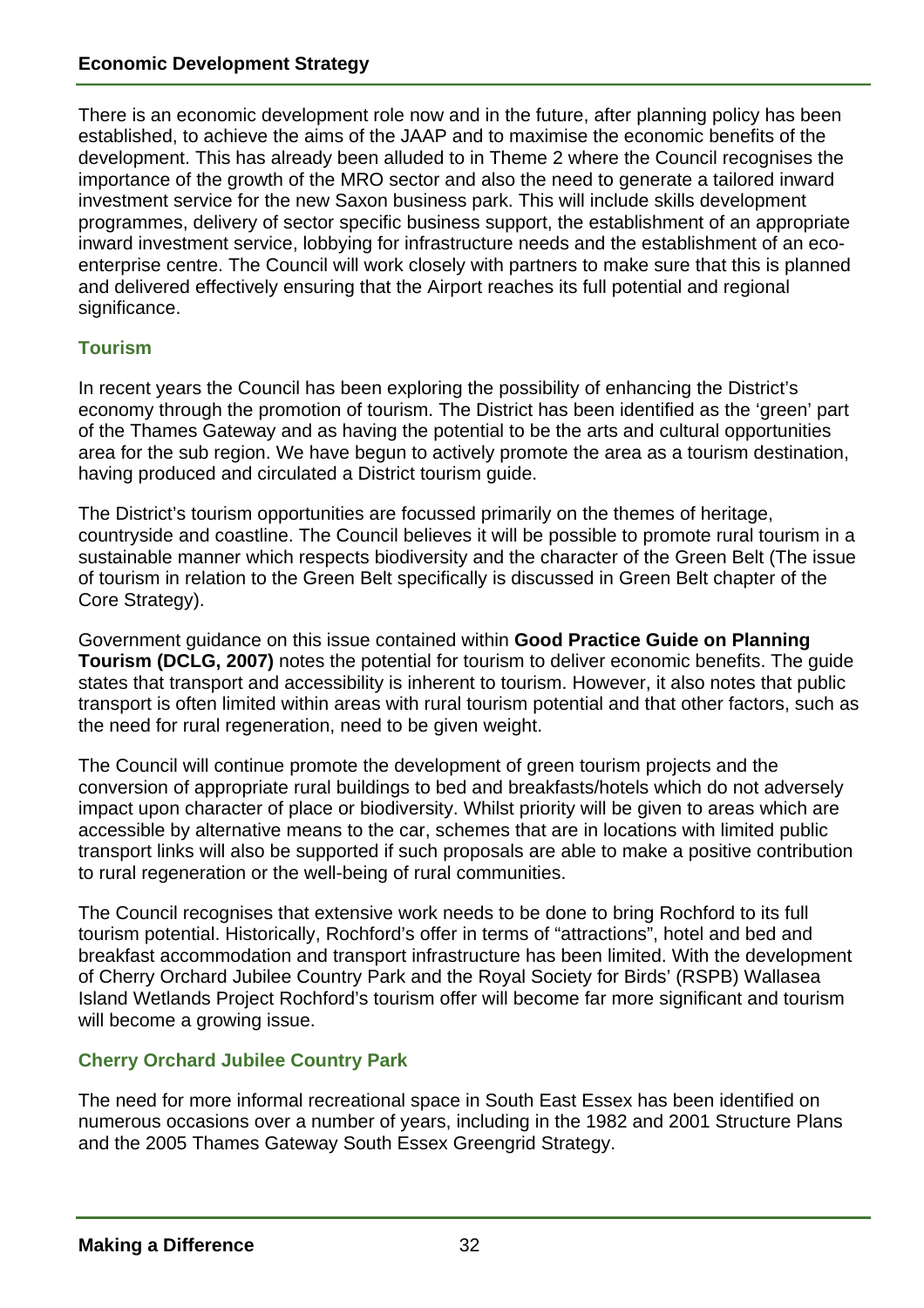There is an economic development role now and in the future, after planning policy has been established, to achieve the aims of the JAAP and to maximise the economic benefits of the development. This has already been alluded to in Theme 2 where the Council recognises the importance of the growth of the MRO sector and also the need to generate a tailored inward investment service for the new Saxon business park. This will include skills development programmes, delivery of sector specific business support, the establishment of an appropriate inward investment service, lobbying for infrastructure needs and the establishment of an eco-enterprise centre. The Council will work closely with partners to make sure that this is planned and delivered effectively ensuring that the Airport reaches its full potential and regional significance.

### Tourism

In recent years the Council has been exploring the possibility of enhancing the District's economy through the promotion of tourism. The District has been identified as the 'green' part of the Thames Gateway and as having the potential to be the arts and cultural opportunities area for the sub region. We have begun to actively promote the area as a tourism destination, having produced and circulated a District tourism guide.

The District's tourism opportunities are focussed primarily on the themes of heritage, countryside and coastline. The Council believes it will be possible to promote rural tourism in a sustainable manner which respects biodiversity and the character of the Green Belt (The issue of tourism in relation to the Green Belt specifically is discussed in Green Belt chapter of the Core Strategy).

Government guidance on this issue contained within **Good Practice Guide on Planning Tourism (DCLG, 2007)** notes the potential for tourism to deliver economic benefits. The guide states that transport and accessibility is inherent to tourism. However, it also notes that public transport is often limited within areas with rural tourism potential and that other factors, such as the need for rural regeneration, need to be given weight.

The Council will continue promote the development of green tourism projects and the conversion of appropriate rural buildings to bed and breakfasts/hotels which do not adversely impact upon character of place or biodiversity. Whilst priority will be given to areas which are accessible by alternative means to the car, schemes that are in locations with limited public transport links will also be supported if such proposals are able to make a positive contribution to rural regeneration or the well-being of rural communities.

The Council recognises that extensive work needs to be done to bring Rochford to its full tourism potential. Historically, Rochford's offer in terms of "attractions", hotel and bed and breakfast accommodation and transport infrastructure has been limited. With the development of Cherry Orchard Jubilee Country Park and the Royal Society for Birds' (RSPB) Wallasea Island Wetlands Project Rochford's tourism offer will become far more significant and tourism will become a growing issue.

### Cherry Orchard Jubilee Country Park

The need for more informal recreational space in South East Essex has been identified on numerous occasions over a number of years, including in the 1982 and 2001 Structure Plans and the 2005 Thames Gateway South Essex Greengrid Strategy.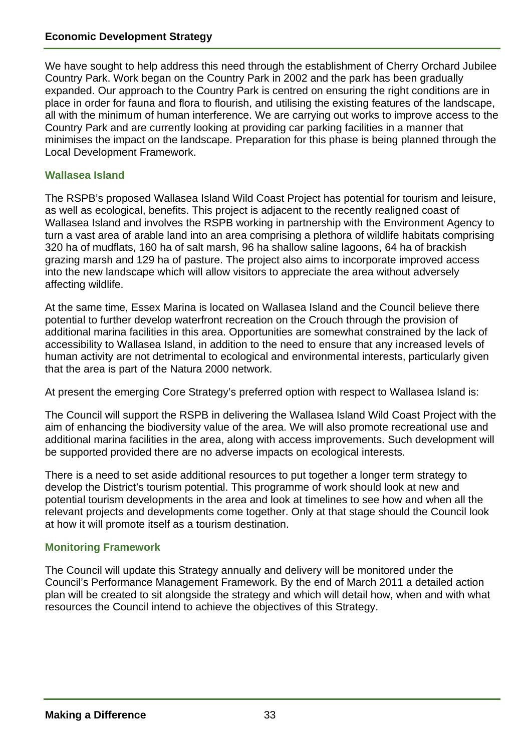We have sought to help address this need through the establishment of Cherry Orchard Jubilee Country Park. Work began on the Country Park in 2002 and the park has been gradually expanded. Our approach to the Country Park is centred on ensuring the right conditions are in place in order for fauna and flora to flourish, and utilising the existing features of the landscape, all with the minimum of human interference. We are carrying out works to improve access to the Country Park and are currently looking at providing car parking facilities in a manner that minimises the impact on the landscape. Preparation for this phase is being planned through the Local Development Framework.

### Wallasea Island

The RSPB's proposed Wallasea Island Wild Coast Project has potential for tourism and leisure, as well as ecological, benefits. This project is adjacent to the recently realigned coast of Wallasea Island and involves the RSPB working in partnership with the Environment Agency to turn a vast area of arable land into an area comprising a plethora of wildlife habitats comprising 320 ha of mudflats, 160 ha of salt marsh, 96 ha shallow saline lagoons, 64 ha of brackish grazing marsh and 129 ha of pasture. The project also aims to incorporate improved access into the new landscape which will allow visitors to appreciate the area without adversely affecting wildlife.

At the same time, Essex Marina is located on Wallasea Island and the Council believe there potential to further develop waterfront recreation on the Crouch through the provision of additional marina facilities in this area. Opportunities are somewhat constrained by the lack of accessibility to Wallasea Island, in addition to the need to ensure that any increased levels of human activity are not detrimental to ecological and environmental interests, particularly given that the area is part of the Natura 2000 network.

At present the emerging Core Strategy's preferred option with respect to Wallasea Island is:

The Council will support the RSPB in delivering the Wallasea Island Wild Coast Project with the aim of enhancing the biodiversity value of the area. We will also promote recreational use and additional marina facilities in the area, along with access improvements. Such development will be supported provided there are no adverse impacts on ecological interests.

There is a need to set aside additional resources to put together a longer term strategy to develop the District's tourism potential. This programme of work should look at new and potential tourism developments in the area and look at timelines to see how and when all the relevant projects and developments come together. Only at that stage should the Council look at how it will promote itself as a tourism destination.

### Monitoring Framework

The Council will update this Strategy annually and delivery will be monitored under the Council's Performance Management Framework. By the end of March 2011 a detailed action plan will be created to sit alongside the strategy and which will detail how, when and with what resources the Council intend to achieve the objectives of this Strategy.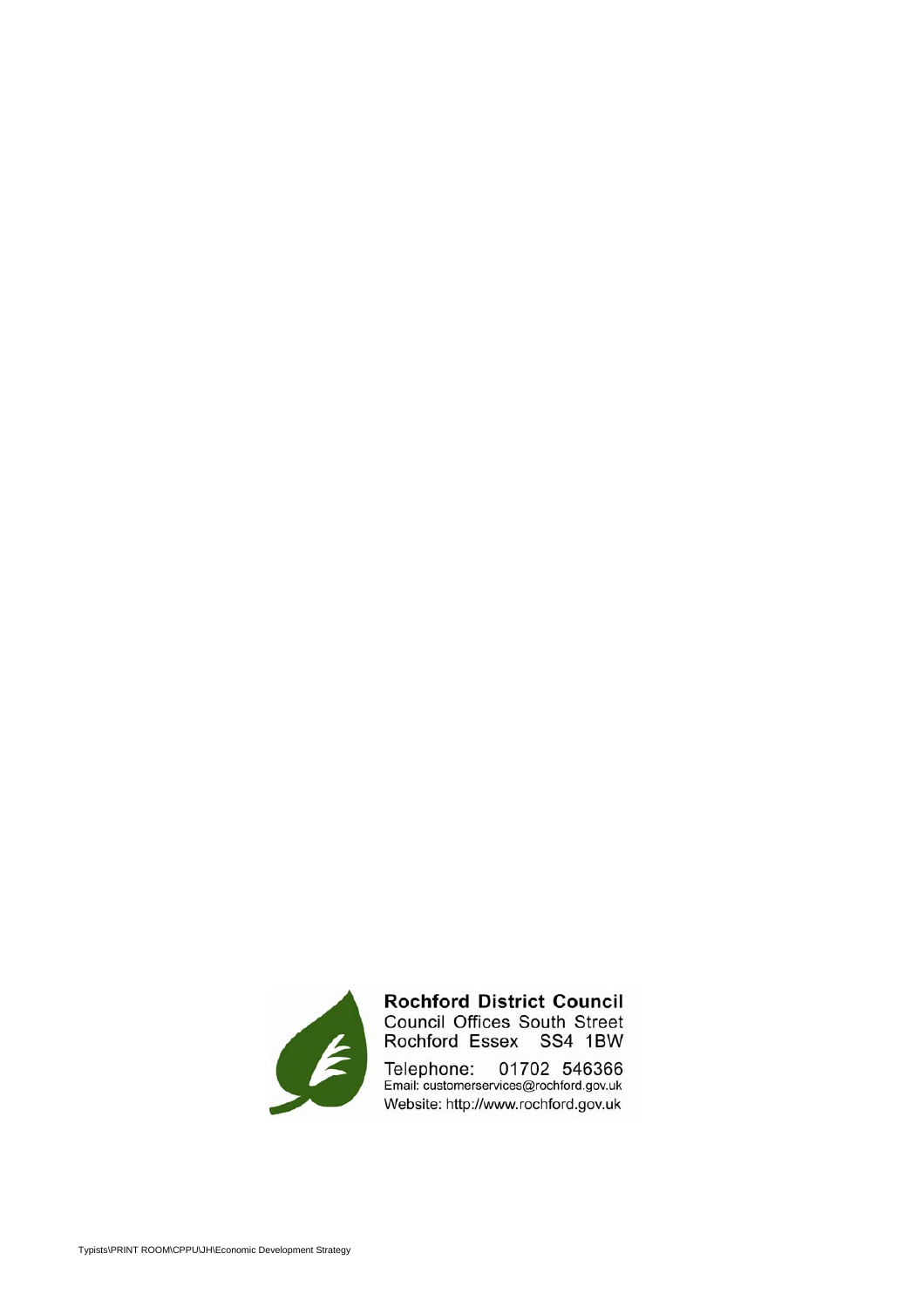**Rochford District Council**
Council Offices South Street
Rochford Essex SS4 1BW

Telephone: 01702 546366
Email: customerservices@rochford.gov.uk
Website: http://www.rochford.gov.uk

Typists\PRINT ROOM\CPPU\JH\Economic Development Strategy